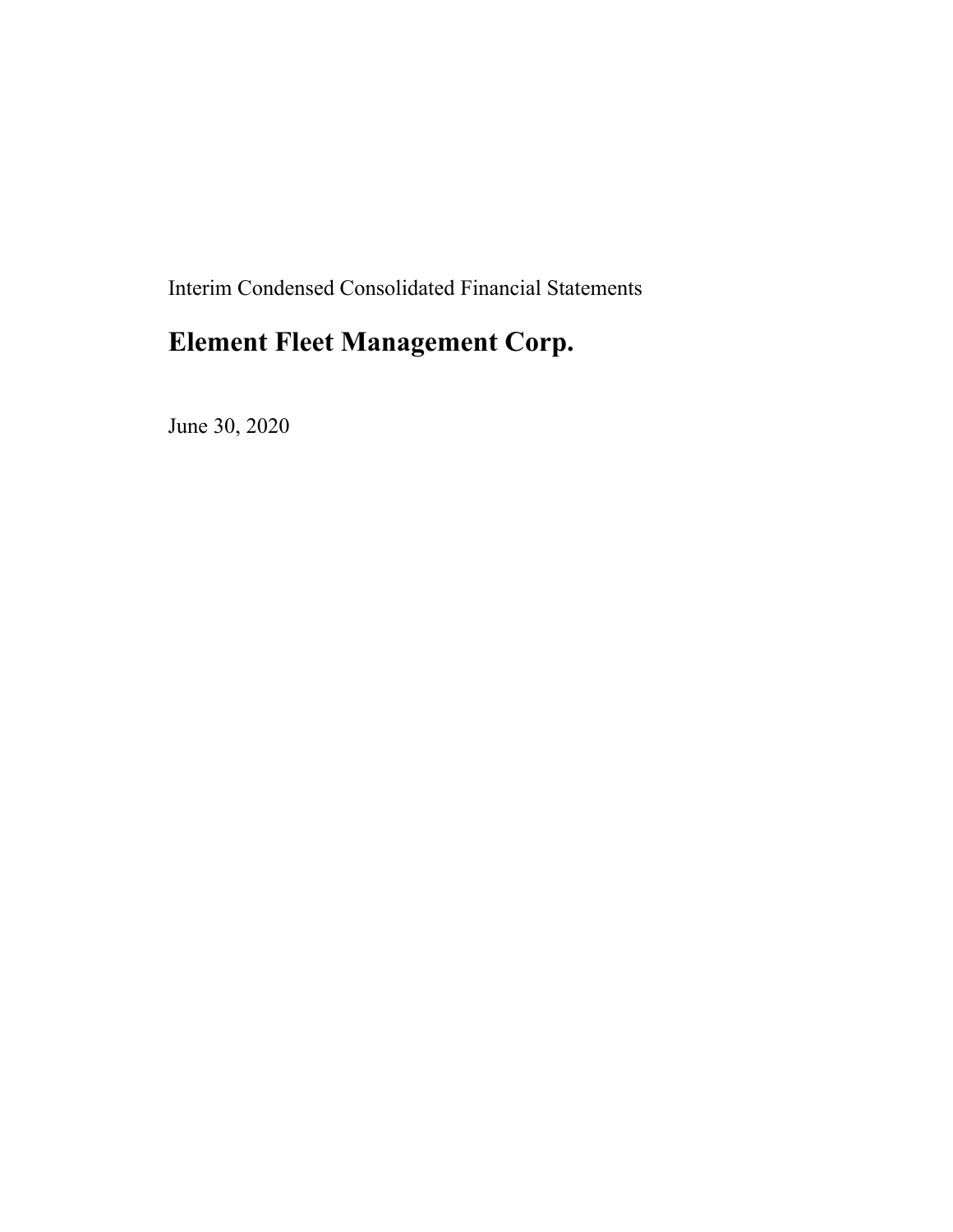Interim Condensed Consolidated Financial Statements

# Element Fleet Management Corp.

June 30, 2020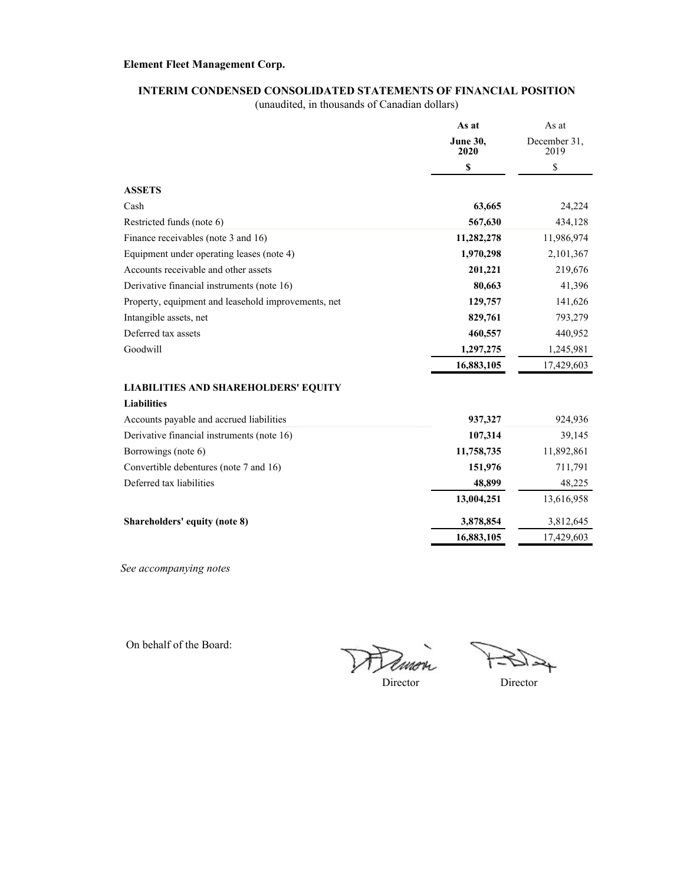**Element Fleet Management Corp.**

## INTERIM CONDENSED CONSOLIDATED STATEMENTS OF FINANCIAL POSITION

(unaudited, in thousands of Canadian dollars)

| | **As at June 30, 2020** | As at December 31, 2019 |
|---|---|---|
| | **$** | $ |
| **ASSETS** | | |
| Cash | **63,665** | 24,224 |
| Restricted funds (note 6) | **567,630** | 434,128 |
| Finance receivables (note 3 and 16) | **11,282,278** | 11,986,974 |
| Equipment under operating leases (note 4) | **1,970,298** | 2,101,367 |
| Accounts receivable and other assets | **201,221** | 219,676 |
| Derivative financial instruments (note 16) | **80,663** | 41,396 |
| Property, equipment and leasehold improvements, net | **129,757** | 141,626 |
| Intangible assets, net | **829,761** | 793,279 |
| Deferred tax assets | **460,557** | 440,952 |
| Goodwill | **1,297,275** | 1,245,981 |
| | **16,883,105** | 17,429,603 |
| **LIABILITIES AND SHAREHOLDERS' EQUITY** | | |
| **Liabilities** | | |
| Accounts payable and accrued liabilities | **937,327** | 924,936 |
| Derivative financial instruments (note 16) | **107,314** | 39,145 |
| Borrowings (note 6) | **11,758,735** | 11,892,861 |
| Convertible debentures (note 7 and 16) | **151,976** | 711,791 |
| Deferred tax liabilities | **48,899** | 48,225 |
| | **13,004,251** | 13,616,958 |
| **Shareholders' equity (note 8)** | **3,878,854** | 3,812,645 |
| | **16,883,105** | 17,429,603 |

*See accompanying notes*

On behalf of the Board:

Director Director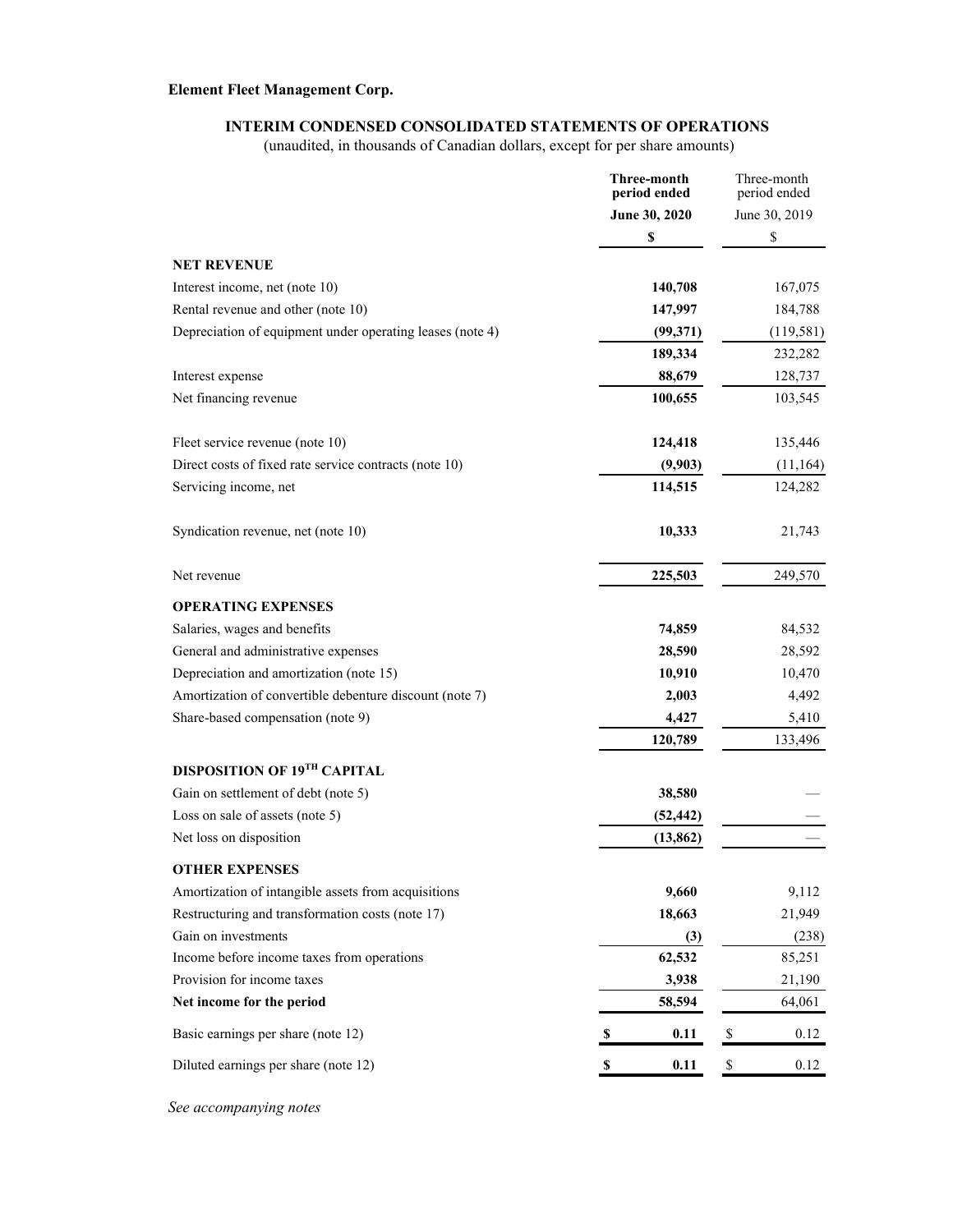**Element Fleet Management Corp.**

## INTERIM CONDENSED CONSOLIDATED STATEMENTS OF OPERATIONS

(unaudited, in thousands of Canadian dollars, except for per share amounts)

| | **Three-month period ended June 30, 2020** | Three-month period ended June 30, 2019 |
|---|---|---|
| | **$** | $ |
| **NET REVENUE** | | |
| Interest income, net (note 10) | **140,708** | 167,075 |
| Rental revenue and other (note 10) | **147,997** | 184,788 |
| Depreciation of equipment under operating leases (note 4) | **(99,371)** | (119,581) |
| | **189,334** | 232,282 |
| Interest expense | **88,679** | 128,737 |
| Net financing revenue | **100,655** | 103,545 |
| | | |
| Fleet service revenue (note 10) | **124,418** | 135,446 |
| Direct costs of fixed rate service contracts (note 10) | **(9,903)** | (11,164) |
| Servicing income, net | **114,515** | 124,282 |
| | | |
| Syndication revenue, net (note 10) | **10,333** | 21,743 |
| | | |
| Net revenue | **225,503** | 249,570 |
| **OPERATING EXPENSES** | | |
| Salaries, wages and benefits | **74,859** | 84,532 |
| General and administrative expenses | **28,590** | 28,592 |
| Depreciation and amortization (note 15) | **10,910** | 10,470 |
| Amortization of convertible debenture discount (note 7) | **2,003** | 4,492 |
| Share-based compensation (note 9) | **4,427** | 5,410 |
| | **120,789** | 133,496 |
| **DISPOSITION OF 19TH CAPITAL** | | |
| Gain on settlement of debt (note 5) | **38,580** | — |
| Loss on sale of assets (note 5) | **(52,442)** | — |
| Net loss on disposition | **(13,862)** | — |
| **OTHER EXPENSES** | | |
| Amortization of intangible assets from acquisitions | **9,660** | 9,112 |
| Restructuring and transformation costs (note 17) | **18,663** | 21,949 |
| Gain on investments | **(3)** | (238) |
| Income before income taxes from operations | **62,532** | 85,251 |
| Provision for income taxes | **3,938** | 21,190 |
| **Net income for the period** | **58,594** | 64,061 |
| Basic earnings per share (note 12) | **$ 0.11** | $ 0.12 |
| Diluted earnings per share (note 12) | **$ 0.11** | $ 0.12 |

*See accompanying notes*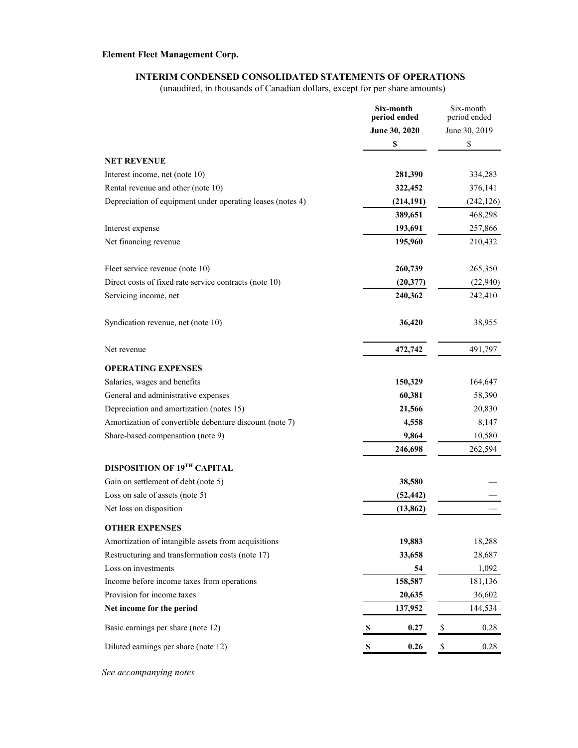**Element Fleet Management Corp.**

## INTERIM CONDENSED CONSOLIDATED STATEMENTS OF OPERATIONS

(unaudited, in thousands of Canadian dollars, except for per share amounts)

| | **Six-month period ended June 30, 2020** | Six-month period ended June 30, 2019 |
|---|---|---|
| | **$** | $ |
| **NET REVENUE** | | |
| Interest income, net (note 10) | **281,390** | 334,283 |
| Rental revenue and other (note 10) | **322,452** | 376,141 |
| Depreciation of equipment under operating leases (notes 4) | **(214,191)** | (242,126) |
| | **389,651** | 468,298 |
| Interest expense | **193,691** | 257,866 |
| Net financing revenue | **195,960** | 210,432 |
| | | |
| Fleet service revenue (note 10) | **260,739** | 265,350 |
| Direct costs of fixed rate service contracts (note 10) | **(20,377)** | (22,940) |
| Servicing income, net | **240,362** | 242,410 |
| | | |
| Syndication revenue, net (note 10) | **36,420** | 38,955 |
| | | |
| Net revenue | **472,742** | 491,797 |
| **OPERATING EXPENSES** | | |
| Salaries, wages and benefits | **150,329** | 164,647 |
| General and administrative expenses | **60,381** | 58,390 |
| Depreciation and amortization (notes 15) | **21,566** | 20,830 |
| Amortization of convertible debenture discount (note 7) | **4,558** | 8,147 |
| Share-based compensation (note 9) | **9,864** | 10,580 |
| | **246,698** | 262,594 |
| **DISPOSITION OF 19TH CAPITAL** | | |
| Gain on settlement of debt (note 5) | **38,580** | — |
| Loss on sale of assets (note 5) | **(52,442)** | — |
| Net loss on disposition | **(13,862)** | — |
| **OTHER EXPENSES** | | |
| Amortization of intangible assets from acquisitions | **19,883** | 18,288 |
| Restructuring and transformation costs (note 17) | **33,658** | 28,687 |
| Loss on investments | **54** | 1,092 |
| Income before income taxes from operations | **158,587** | 181,136 |
| Provision for income taxes | **20,635** | 36,602 |
| **Net income for the period** | **137,952** | 144,534 |
| Basic earnings per share (note 12) | **$ 0.27** | $ 0.28 |
| Diluted earnings per share (note 12) | **$ 0.26** | $ 0.28 |

*See accompanying notes*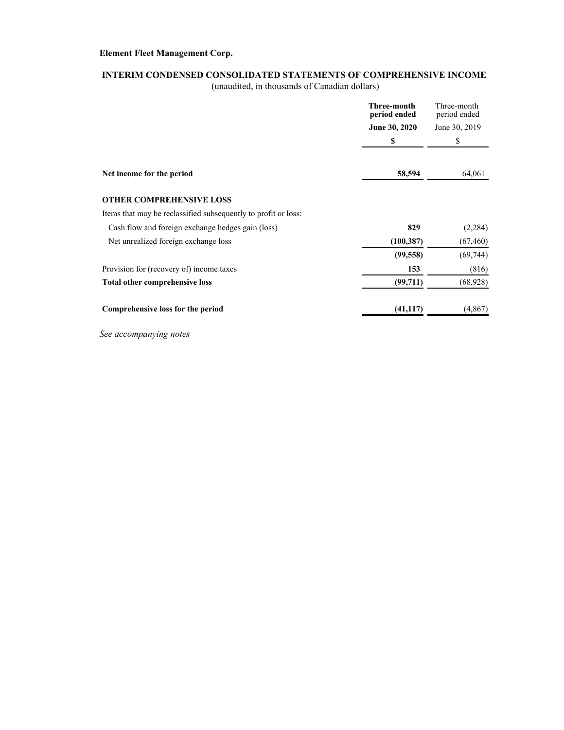**Element Fleet Management Corp.**

**INTERIM CONDENSED CONSOLIDATED STATEMENTS OF COMPREHENSIVE INCOME**
(unaudited, in thousands of Canadian dollars)

| | **Three-month period ended June 30, 2020** | Three-month period ended June 30, 2019 |
|---|---|---|
| | **$** | $ |
| **Net income for the period** | **58,594** | 64,061 |
| | | |
| **OTHER COMPREHENSIVE LOSS** | | |
| Items that may be reclassified subsequently to profit or loss: | | |
| Cash flow and foreign exchange hedges gain (loss) | **829** | (2,284) |
| Net unrealized foreign exchange loss | **(100,387)** | (67,460) |
| | **(99,558)** | (69,744) |
| Provision for (recovery of) income taxes | **153** | (816) |
| **Total other comprehensive loss** | **(99,711)** | (68,928) |
| | | |
| **Comprehensive loss for the period** | **(41,117)** | (4,867) |

*See accompanying notes*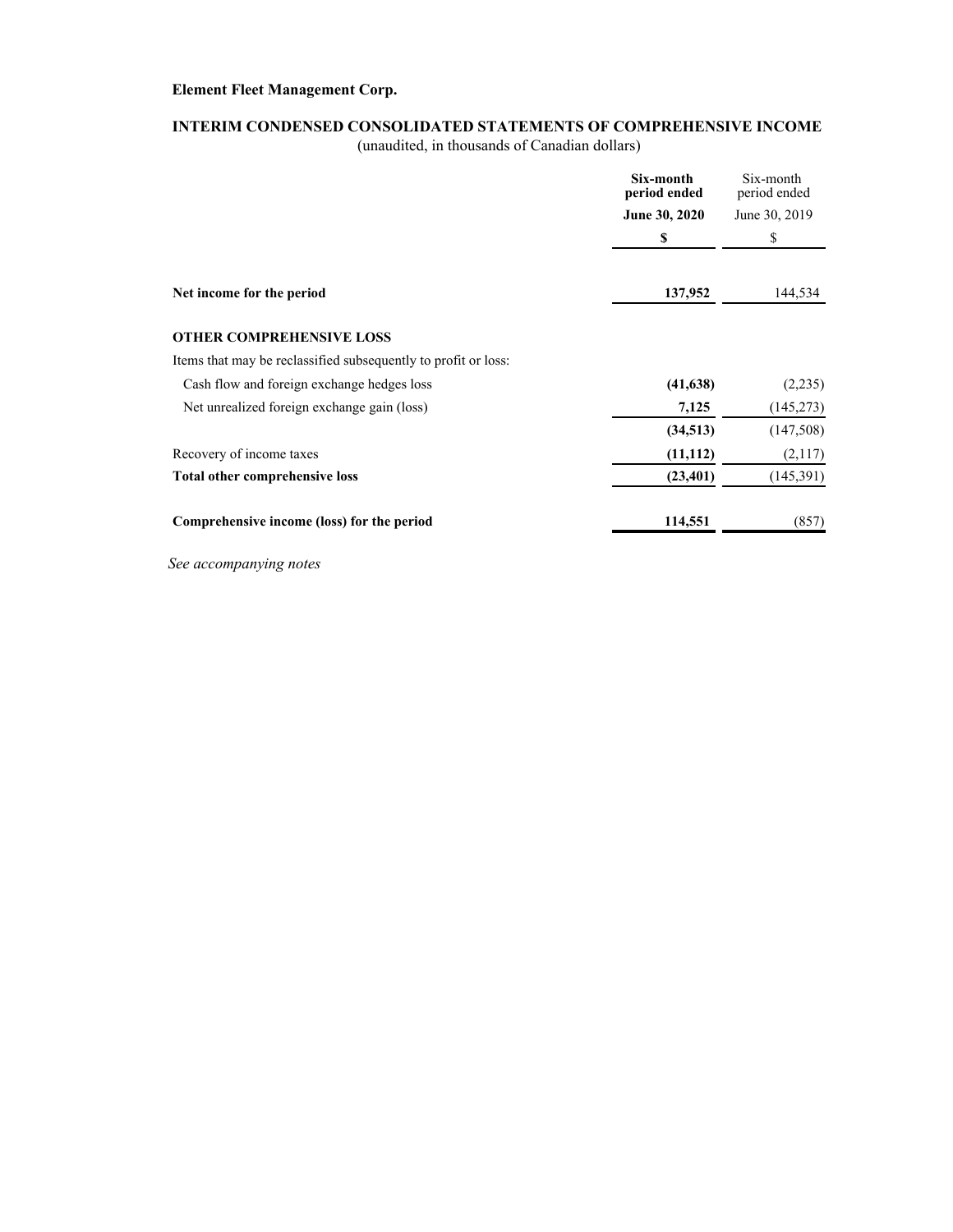**Element Fleet Management Corp.**

**INTERIM CONDENSED CONSOLIDATED STATEMENTS OF COMPREHENSIVE INCOME**

(unaudited, in thousands of Canadian dollars)

| | **Six-month period ended June 30, 2020** | Six-month period ended June 30, 2019 |
|---|---|---|
| | **$** | $ |
| **Net income for the period** | **137,952** | 144,534 |
| **OTHER COMPREHENSIVE LOSS** | | |
| Items that may be reclassified subsequently to profit or loss: | | |
| Cash flow and foreign exchange hedges loss | **(41,638)** | (2,235) |
| Net unrealized foreign exchange gain (loss) | **7,125** | (145,273) |
| | **(34,513)** | (147,508) |
| Recovery of income taxes | **(11,112)** | (2,117) |
| **Total other comprehensive loss** | **(23,401)** | (145,391) |
| **Comprehensive income (loss) for the period** | **114,551** | (857) |

*See accompanying notes*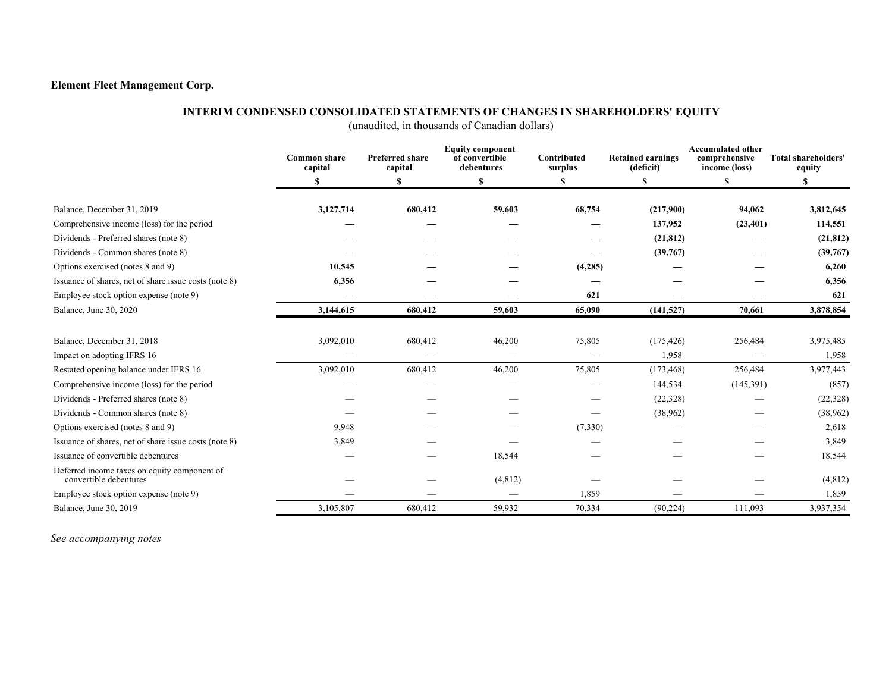**Element Fleet Management Corp.**

## INTERIM CONDENSED CONSOLIDATED STATEMENTS OF CHANGES IN SHAREHOLDERS' EQUITY

(unaudited, in thousands of Canadian dollars)

| | Common share capital | Preferred share capital | Equity component of convertible debentures | Contributed surplus | Retained earnings (deficit) | Accumulated other comprehensive income (loss) | Total shareholders' equity |
|---|---|---|---|---|---|---|---|
| | $ | $ | $ | $ | $ | $ | $ |
| Balance, December 31, 2019 | **3,127,714** | **680,412** | **59,603** | **68,754** | **(217,900)** | **94,062** | **3,812,645** |
| Comprehensive income (loss) for the period | **—** | **—** | **—** | **—** | **137,952** | **(23,401)** | **114,551** |
| Dividends - Preferred shares (note 8) | **—** | **—** | **—** | **—** | **(21,812)** | **—** | **(21,812)** |
| Dividends - Common shares (note 8) | **—** | **—** | **—** | **—** | **(39,767)** | **—** | **(39,767)** |
| Options exercised (notes 8 and 9) | **10,545** | **—** | **—** | **(4,285)** | **—** | **—** | **6,260** |
| Issuance of shares, net of share issue costs (note 8) | **6,356** | **—** | **—** | **—** | **—** | **—** | **6,356** |
| Employee stock option expense (note 9) | **—** | **—** | **—** | **621** | **—** | **—** | **621** |
| Balance, June 30, 2020 | **3,144,615** | **680,412** | **59,603** | **65,090** | **(141,527)** | **70,661** | **3,878,854** |
| | | | | | | | |
| Balance, December 31, 2018 | 3,092,010 | 680,412 | 46,200 | 75,805 | (175,426) | 256,484 | 3,975,485 |
| Impact on adopting IFRS 16 | — | — | — | — | 1,958 | — | 1,958 |
| Restated opening balance under IFRS 16 | 3,092,010 | 680,412 | 46,200 | 75,805 | (173,468) | 256,484 | 3,977,443 |
| Comprehensive income (loss) for the period | — | — | — | — | 144,534 | (145,391) | (857) |
| Dividends - Preferred shares (note 8) | — | — | — | — | (22,328) | — | (22,328) |
| Dividends - Common shares (note 8) | — | — | — | — | (38,962) | — | (38,962) |
| Options exercised (notes 8 and 9) | 9,948 | — | — | (7,330) | — | — | 2,618 |
| Issuance of shares, net of share issue costs (note 8) | 3,849 | — | — | — | — | — | 3,849 |
| Issuance of convertible debentures | — | — | 18,544 | — | — | — | 18,544 |
| Deferred income taxes on equity component of convertible debentures | — | — | (4,812) | — | — | — | (4,812) |
| Employee stock option expense (note 9) | — | — | — | 1,859 | — | — | 1,859 |
| Balance, June 30, 2019 | 3,105,807 | 680,412 | 59,932 | 70,334 | (90,224) | 111,093 | 3,937,354 |

*See accompanying notes*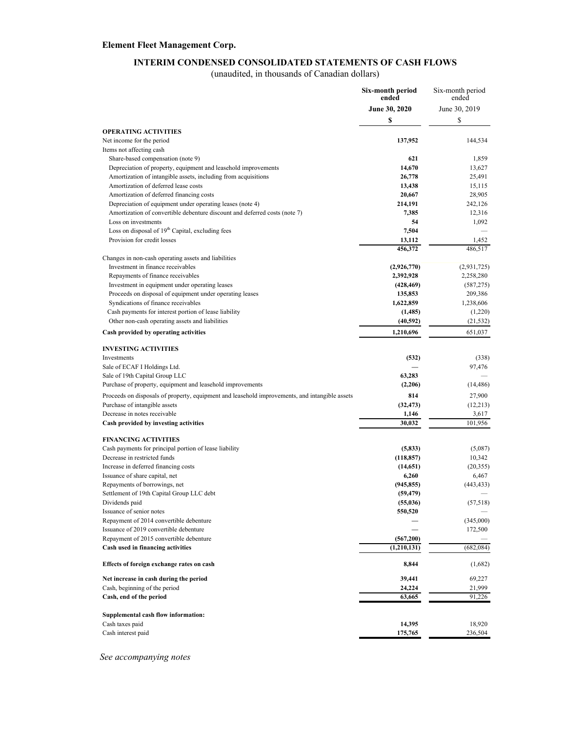**Element Fleet Management Corp.**

## INTERIM CONDENSED CONSOLIDATED STATEMENTS OF CASH FLOWS

(unaudited, in thousands of Canadian dollars)

| | **Six-month period ended June 30, 2020** | Six-month period ended June 30, 2019 |
|---|---|---|
| | **$** | $ |
| **OPERATING ACTIVITIES** | | |
| Net income for the period | **137,952** | 144,534 |
| Items not affecting cash | | |
| Share-based compensation (note 9) | **621** | 1,859 |
| Depreciation of property, equipment and leasehold improvements | **14,670** | 13,627 |
| Amortization of intangible assets, including from acquisitions | **26,778** | 25,491 |
| Amortization of deferred lease costs | **13,438** | 15,115 |
| Amortization of deferred financing costs | **20,667** | 28,905 |
| Depreciation of equipment under operating leases (note 4) | **214,191** | 242,126 |
| Amortization of convertible debenture discount and deferred costs (note 7) | **7,385** | 12,316 |
| Loss on investments | **54** | 1,092 |
| Loss on disposal of 19th Capital, excluding fees | **7,504** | — |
| Provision for credit losses | **13,112** | 1,452 |
| | **456,372** | 486,517 |
| Changes in non-cash operating assets and liabilities | | |
| Investment in finance receivables | **(2,926,770)** | (2,931,725) |
| Repayments of finance receivables | **2,392,928** | 2,258,280 |
| Investment in equipment under operating leases | **(428,469)** | (587,275) |
| Proceeds on disposal of equipment under operating leases | **135,853** | 209,386 |
| Syndications of finance receivables | **1,622,859** | 1,238,606 |
| Cash payments for interest portion of lease liability | **(1,485)** | (1,220) |
| Other non-cash operating assets and liabilities | **(40,592)** | (21,532) |
| **Cash provided by operating activities** | **1,210,696** | 651,037 |
| **INVESTING ACTIVITIES** | | |
| Investments | **(532)** | (338) |
| Sale of ECAF I Holdings Ltd. | **—** | 97,476 |
| Sale of 19th Capital Group LLC | **63,283** | — |
| Purchase of property, equipment and leasehold improvements | **(2,206)** | (14,486) |
| Proceeds on disposals of property, equipment and leasehold improvements, and intangible assets | **814** | 27,900 |
| Purchase of intangible assets | **(32,473)** | (12,213) |
| Decrease in notes receivable | **1,146** | 3,617 |
| **Cash provided by investing activities** | **30,032** | 101,956 |
| **FINANCING ACTIVITIES** | | |
| Cash payments for principal portion of lease liability | **(5,833)** | (5,087) |
| Decrease in restricted funds | **(118,857)** | 10,342 |
| Increase in deferred financing costs | **(14,651)** | (20,355) |
| Issuance of share capital, net | **6,260** | 6,467 |
| Repayments of borrowings, net | **(945,855)** | (443,433) |
| Settlement of 19th Capital Group LLC debt | **(59,479)** | — |
| Dividends paid | **(55,036)** | (57,518) |
| Issuance of senior notes | **550,520** | — |
| Repayment of 2014 convertible debenture | **—** | (345,000) |
| Issuance of 2019 convertible debenture | **—** | 172,500 |
| Repayment of 2015 convertible debenture | **(567,200)** | — |
| **Cash used in financing activities** | **(1,210,131)** | (682,084) |
| **Effects of foreign exchange rates on cash** | **8,844** | (1,682) |
| **Net increase in cash during the period** | **39,441** | 69,227 |
| Cash, beginning of the period | **24,224** | 21,999 |
| **Cash, end of the period** | **63,665** | 91,226 |
| **Supplemental cash flow information:** | | |
| Cash taxes paid | **14,395** | 18,920 |
| Cash interest paid | **175,765** | 236,504 |

*See accompanying notes*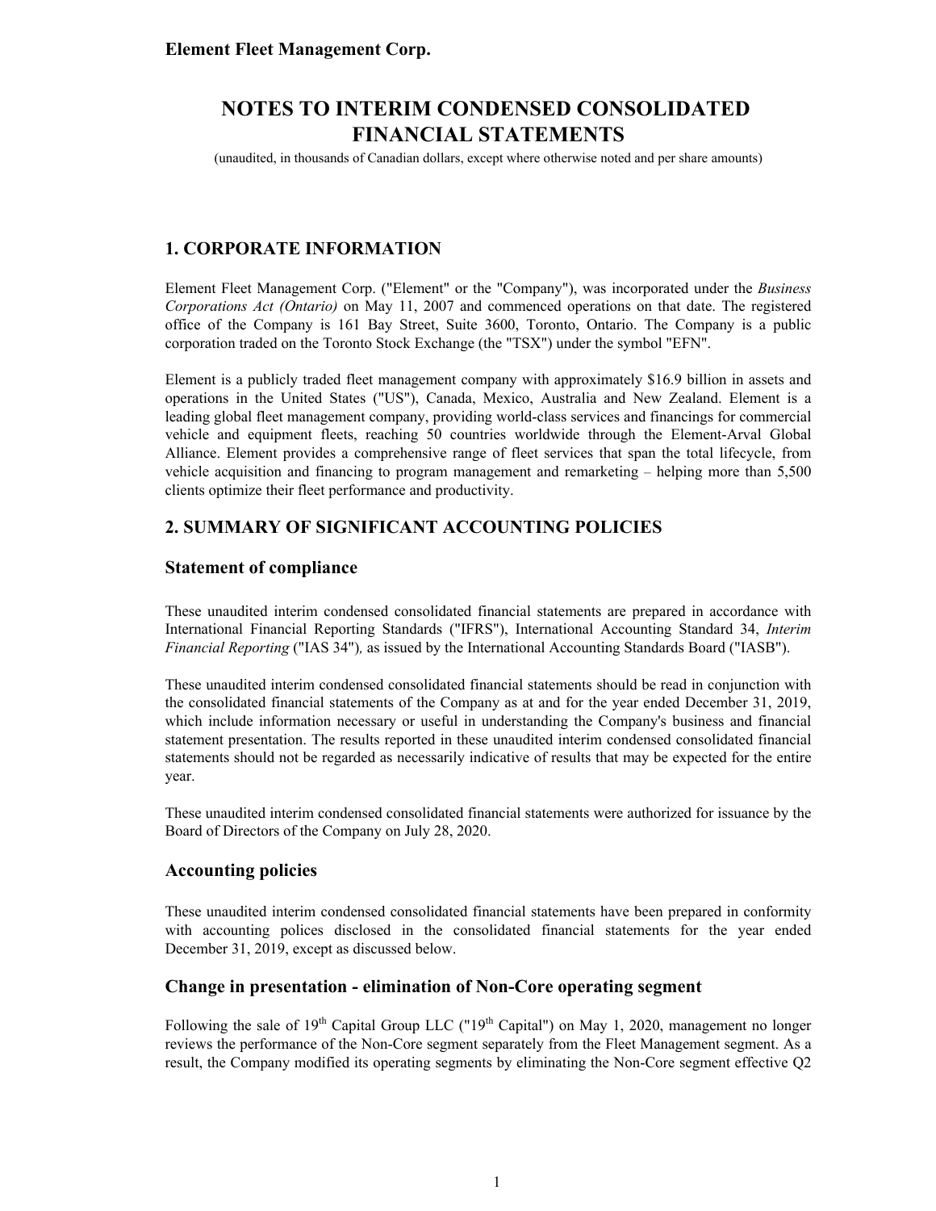**Element Fleet Management Corp.**

# NOTES TO INTERIM CONDENSED CONSOLIDATED FINANCIAL STATEMENTS

(unaudited, in thousands of Canadian dollars, except where otherwise noted and per share amounts)

## 1. CORPORATE INFORMATION

Element Fleet Management Corp. ("Element" or the "Company"), was incorporated under the *Business Corporations Act (Ontario)* on May 11, 2007 and commenced operations on that date. The registered office of the Company is 161 Bay Street, Suite 3600, Toronto, Ontario. The Company is a public corporation traded on the Toronto Stock Exchange (the "TSX") under the symbol "EFN".

Element is a publicly traded fleet management company with approximately $16.9 billion in assets and operations in the United States ("US"), Canada, Mexico, Australia and New Zealand. Element is a leading global fleet management company, providing world-class services and financings for commercial vehicle and equipment fleets, reaching 50 countries worldwide through the Element-Arval Global Alliance. Element provides a comprehensive range of fleet services that span the total lifecycle, from vehicle acquisition and financing to program management and remarketing – helping more than 5,500 clients optimize their fleet performance and productivity.

## 2. SUMMARY OF SIGNIFICANT ACCOUNTING POLICIES

### Statement of compliance

These unaudited interim condensed consolidated financial statements are prepared in accordance with International Financial Reporting Standards ("IFRS"), International Accounting Standard 34, *Interim Financial Reporting* ("IAS 34")*,* as issued by the International Accounting Standards Board ("IASB").

These unaudited interim condensed consolidated financial statements should be read in conjunction with the consolidated financial statements of the Company as at and for the year ended December 31, 2019, which include information necessary or useful in understanding the Company's business and financial statement presentation. The results reported in these unaudited interim condensed consolidated financial statements should not be regarded as necessarily indicative of results that may be expected for the entire year.

These unaudited interim condensed consolidated financial statements were authorized for issuance by the Board of Directors of the Company on July 28, 2020.

### Accounting policies

These unaudited interim condensed consolidated financial statements have been prepared in conformity with accounting polices disclosed in the consolidated financial statements for the year ended December 31, 2019, except as discussed below.

### Change in presentation - elimination of Non-Core operating segment

Following the sale of 19th Capital Group LLC ("19th Capital") on May 1, 2020, management no longer reviews the performance of the Non-Core segment separately from the Fleet Management segment. As a result, the Company modified its operating segments by eliminating the Non-Core segment effective Q2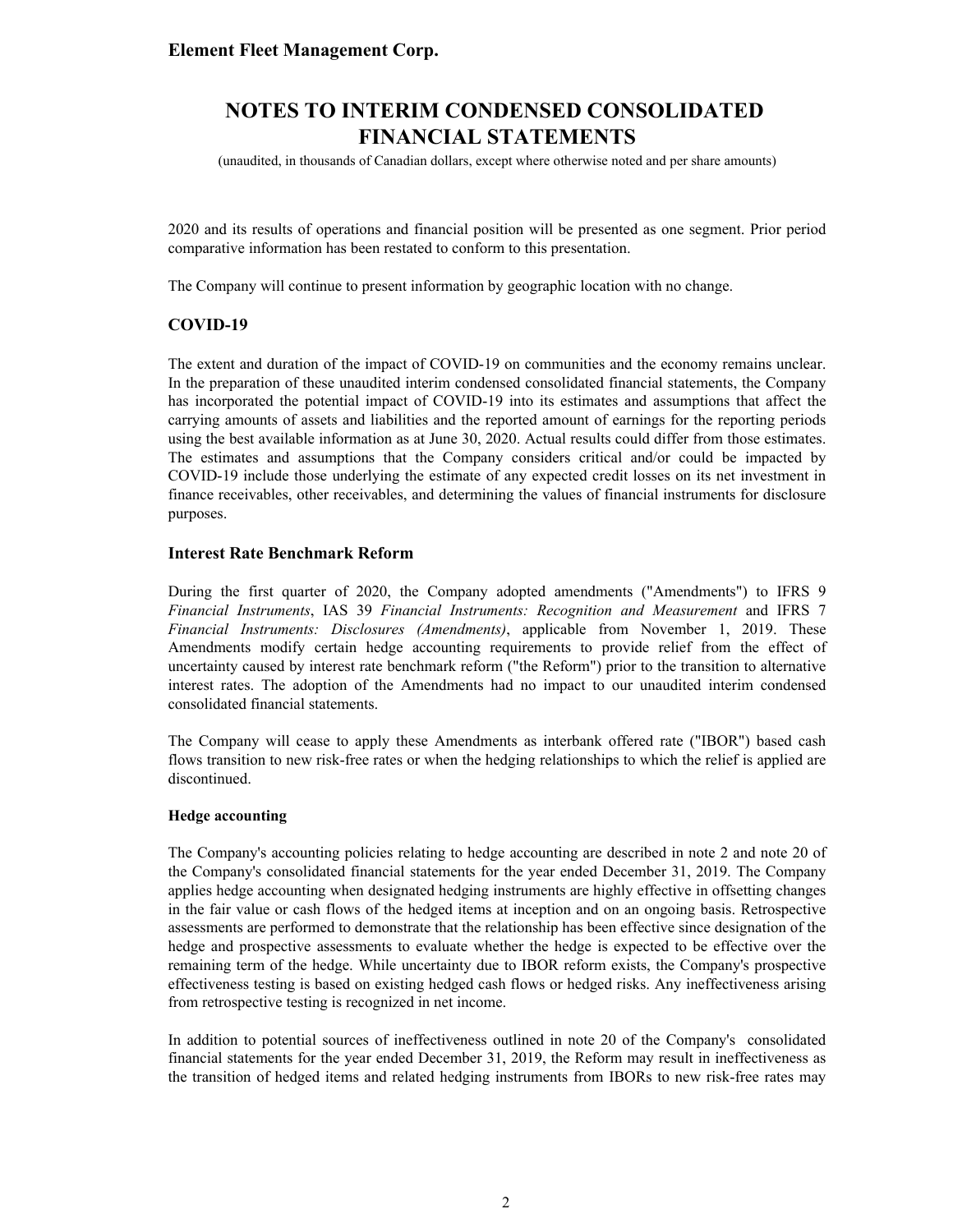2020 and its results of operations and financial position will be presented as one segment. Prior period comparative information has been restated to conform to this presentation.

The Company will continue to present information by geographic location with no change.

## COVID-19

The extent and duration of the impact of COVID-19 on communities and the economy remains unclear. In the preparation of these unaudited interim condensed consolidated financial statements, the Company has incorporated the potential impact of COVID-19 into its estimates and assumptions that affect the carrying amounts of assets and liabilities and the reported amount of earnings for the reporting periods using the best available information as at June 30, 2020. Actual results could differ from those estimates. The estimates and assumptions that the Company considers critical and/or could be impacted by COVID-19 include those underlying the estimate of any expected credit losses on its net investment in finance receivables, other receivables, and determining the values of financial instruments for disclosure purposes.

## Interest Rate Benchmark Reform

During the first quarter of 2020, the Company adopted amendments ("Amendments") to IFRS 9 *Financial Instruments*, IAS 39 *Financial Instruments: Recognition and Measurement* and IFRS 7 *Financial Instruments: Disclosures (Amendments)*, applicable from November 1, 2019. These Amendments modify certain hedge accounting requirements to provide relief from the effect of uncertainty caused by interest rate benchmark reform ("the Reform") prior to the transition to alternative interest rates. The adoption of the Amendments had no impact to our unaudited interim condensed consolidated financial statements.

The Company will cease to apply these Amendments as interbank offered rate ("IBOR") based cash flows transition to new risk-free rates or when the hedging relationships to which the relief is applied are discontinued.

### Hedge accounting

The Company's accounting policies relating to hedge accounting are described in note 2 and note 20 of the Company's consolidated financial statements for the year ended December 31, 2019. The Company applies hedge accounting when designated hedging instruments are highly effective in offsetting changes in the fair value or cash flows of the hedged items at inception and on an ongoing basis. Retrospective assessments are performed to demonstrate that the relationship has been effective since designation of the hedge and prospective assessments to evaluate whether the hedge is expected to be effective over the remaining term of the hedge. While uncertainty due to IBOR reform exists, the Company's prospective effectiveness testing is based on existing hedged cash flows or hedged risks. Any ineffectiveness arising from retrospective testing is recognized in net income.

In addition to potential sources of ineffectiveness outlined in note 20 of the Company's consolidated financial statements for the year ended December 31, 2019, the Reform may result in ineffectiveness as the transition of hedged items and related hedging instruments from IBORs to new risk-free rates may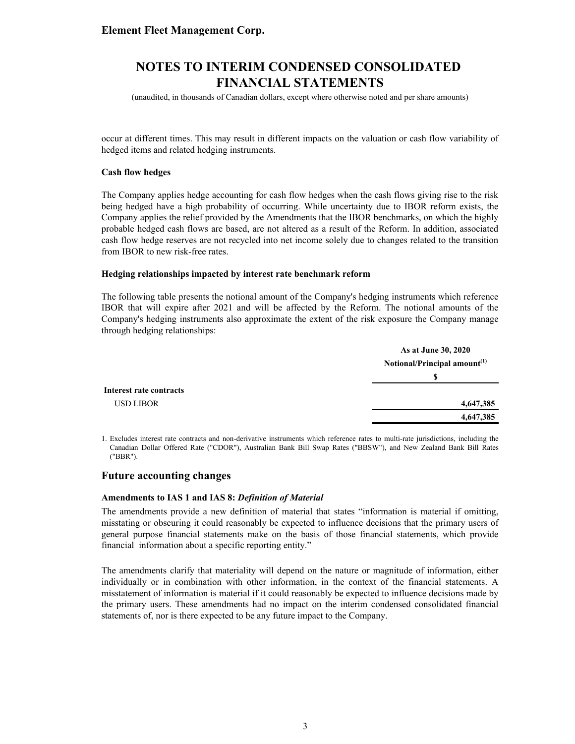occur at different times. This may result in different impacts on the valuation or cash flow variability of hedged items and related hedging instruments.

**Cash flow hedges**

The Company applies hedge accounting for cash flow hedges when the cash flows giving rise to the risk being hedged have a high probability of occurring. While uncertainty due to IBOR reform exists, the Company applies the relief provided by the Amendments that the IBOR benchmarks, on which the highly probable hedged cash flows are based, are not altered as a result of the Reform. In addition, associated cash flow hedge reserves are not recycled into net income solely due to changes related to the transition from IBOR to new risk-free rates.

**Hedging relationships impacted by interest rate benchmark reform**

The following table presents the notional amount of the Company's hedging instruments which reference IBOR that will expire after 2021 and will be affected by the Reform. The notional amounts of the Company's hedging instruments also approximate the extent of the risk exposure the Company manage through hedging relationships:

| | As at June 30, 2020 |
|---|---|
| | Notional/Principal amount[1] |
| | $ |
| **Interest rate contracts** | |
| USD LIBOR | **4,647,385** |
| | **4,647,385** |

1. Excludes interest rate contracts and non-derivative instruments which reference rates to multi-rate jurisdictions, including the Canadian Dollar Offered Rate ("CDOR"), Australian Bank Bill Swap Rates ("BBSW"), and New Zealand Bank Bill Rates ("BBR").

## Future accounting changes

**Amendments to IAS 1 and IAS 8:** ***Definition of Material***

The amendments provide a new definition of material that states "information is material if omitting, misstating or obscuring it could reasonably be expected to influence decisions that the primary users of general purpose financial statements make on the basis of those financial statements, which provide financial information about a specific reporting entity."

The amendments clarify that materiality will depend on the nature or magnitude of information, either individually or in combination with other information, in the context of the financial statements. A misstatement of information is material if it could reasonably be expected to influence decisions made by the primary users. These amendments had no impact on the interim condensed consolidated financial statements of, nor is there expected to be any future impact to the Company.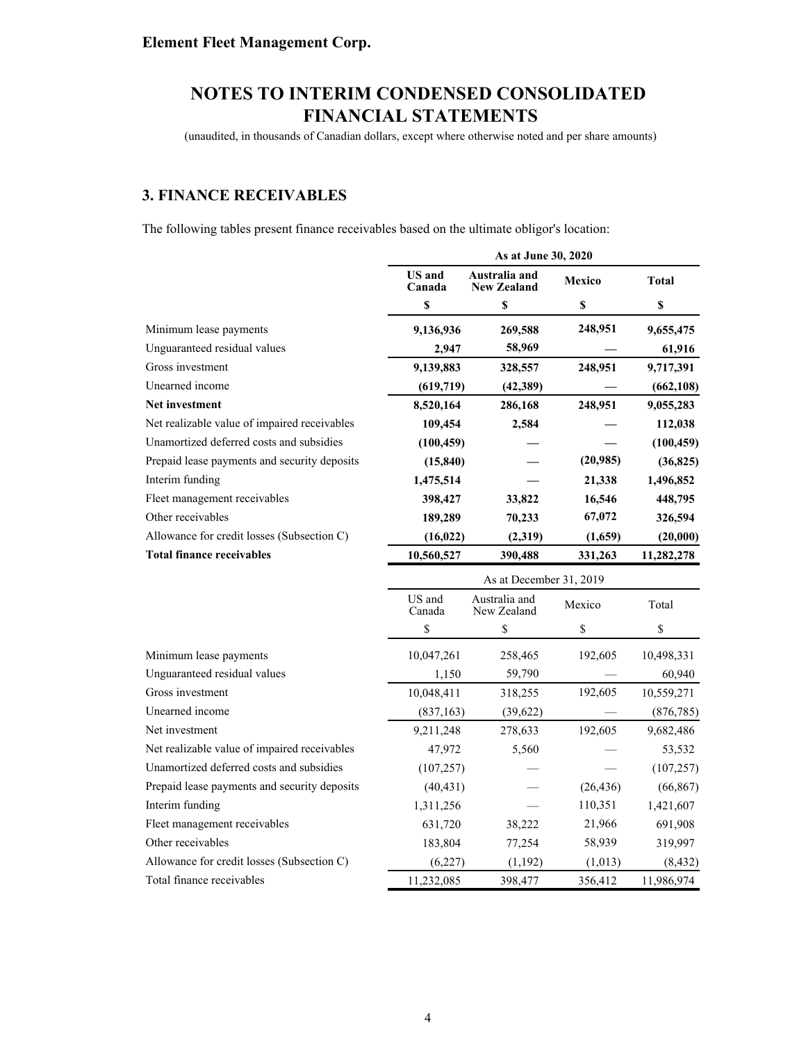# Element Fleet Management Corp.

## NOTES TO INTERIM CONDENSED CONSOLIDATED FINANCIAL STATEMENTS

(unaudited, in thousands of Canadian dollars, except where otherwise noted and per share amounts)

### 3. FINANCE RECEIVABLES

The following tables present finance receivables based on the ultimate obligor's location:

| | **As at June 30, 2020** | | | |
|---|---|---|---|---|
| | **US and Canada** | **Australia and New Zealand** | **Mexico** | **Total** |
| | **$** | **$** | **$** | **$** |
| Minimum lease payments | **9,136,936** | **269,588** | **248,951** | **9,655,475** |
| Unguaranteed residual values | **2,947** | **58,969** | **—** | **61,916** |
| Gross investment | **9,139,883** | **328,557** | **248,951** | **9,717,391** |
| Unearned income | **(619,719)** | **(42,389)** | **—** | **(662,108)** |
| **Net investment** | **8,520,164** | **286,168** | **248,951** | **9,055,283** |
| Net realizable value of impaired receivables | **109,454** | **2,584** | **—** | **112,038** |
| Unamortized deferred costs and subsidies | **(100,459)** | **—** | **—** | **(100,459)** |
| Prepaid lease payments and security deposits | **(15,840)** | **—** | **(20,985)** | **(36,825)** |
| Interim funding | **1,475,514** | **—** | **21,338** | **1,496,852** |
| Fleet management receivables | **398,427** | **33,822** | **16,546** | **448,795** |
| Other receivables | **189,289** | **70,233** | **67,072** | **326,594** |
| Allowance for credit losses (Subsection C) | **(16,022)** | **(2,319)** | **(1,659)** | **(20,000)** |
| **Total finance receivables** | **10,560,527** | **390,488** | **331,263** | **11,282,278** |

| | As at December 31, 2019 | | | |
|---|---|---|---|---|
| | US and Canada | Australia and New Zealand | Mexico | Total |
| | $ | $ | $ | $ |
| Minimum lease payments | 10,047,261 | 258,465 | 192,605 | 10,498,331 |
| Unguaranteed residual values | 1,150 | 59,790 | — | 60,940 |
| Gross investment | 10,048,411 | 318,255 | 192,605 | 10,559,271 |
| Unearned income | (837,163) | (39,622) | — | (876,785) |
| Net investment | 9,211,248 | 278,633 | 192,605 | 9,682,486 |
| Net realizable value of impaired receivables | 47,972 | 5,560 | — | 53,532 |
| Unamortized deferred costs and subsidies | (107,257) | — | — | (107,257) |
| Prepaid lease payments and security deposits | (40,431) | — | (26,436) | (66,867) |
| Interim funding | 1,311,256 | — | 110,351 | 1,421,607 |
| Fleet management receivables | 631,720 | 38,222 | 21,966 | 691,908 |
| Other receivables | 183,804 | 77,254 | 58,939 | 319,997 |
| Allowance for credit losses (Subsection C) | (6,227) | (1,192) | (1,013) | (8,432) |
| Total finance receivables | 11,232,085 | 398,477 | 356,412 | 11,986,974 |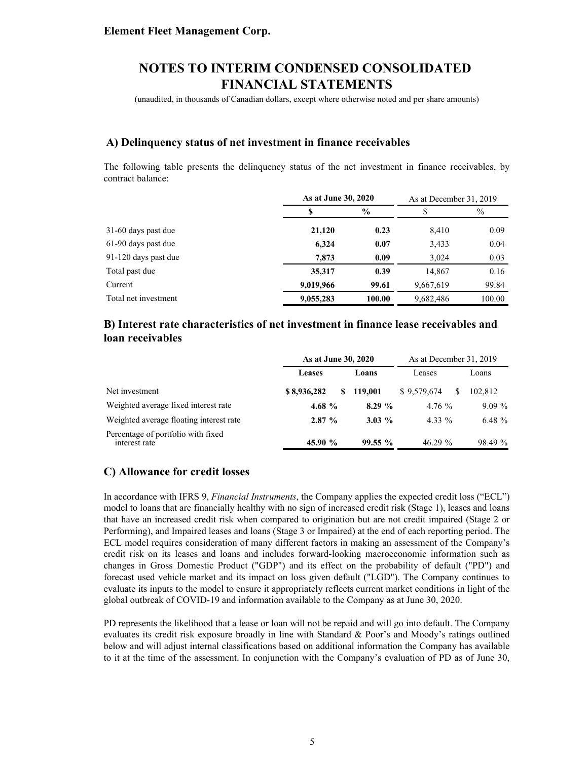### A) Delinquency status of net investment in finance receivables

The following table presents the delinquency status of the net investment in finance receivables, by contract balance:

| | As at June 30, 2020 | | As at December 31, 2019 | |
|---|---|---|---|---|
| | **$** | **%** | $ | % |
| 31-60 days past due | **21,120** | **0.23** | 8,410 | 0.09 |
| 61-90 days past due | **6,324** | **0.07** | 3,433 | 0.04 |
| 91-120 days past due | **7,873** | **0.09** | 3,024 | 0.03 |
| Total past due | **35,317** | **0.39** | 14,867 | 0.16 |
| Current | **9,019,966** | **99.61** | 9,667,619 | 99.84 |
| Total net investment | **9,055,283** | **100.00** | 9,682,486 | 100.00 |

### B) Interest rate characteristics of net investment in finance lease receivables and loan receivables

| | As at June 30, 2020 | | As at December 31, 2019 | |
|---|---|---|---|---|
| | **Leases** | **Loans** | Leases | Loans |
| Net investment | **$ 8,936,282** | **$ 119,001** | $ 9,579,674 | $ 102,812 |
| Weighted average fixed interest rate | **4.68 %** | **8.29 %** | 4.76 % | 9.09 % |
| Weighted average floating interest rate | **2.87 %** | **3.03 %** | 4.33 % | 6.48 % |
| Percentage of portfolio with fixed interest rate | **45.90 %** | **99.55 %** | 46.29 % | 98.49 % |

### C) Allowance for credit losses

In accordance with IFRS 9, *Financial Instruments*, the Company applies the expected credit loss ("ECL") model to loans that are financially healthy with no sign of increased credit risk (Stage 1), leases and loans that have an increased credit risk when compared to origination but are not credit impaired (Stage 2 or Performing), and Impaired leases and loans (Stage 3 or Impaired) at the end of each reporting period. The ECL model requires consideration of many different factors in making an assessment of the Company's credit risk on its leases and loans and includes forward-looking macroeconomic information such as changes in Gross Domestic Product ("GDP") and its effect on the probability of default ("PD") and forecast used vehicle market and its impact on loss given default ("LGD"). The Company continues to evaluate its inputs to the model to ensure it appropriately reflects current market conditions in light of the global outbreak of COVID-19 and information available to the Company as at June 30, 2020.

PD represents the likelihood that a lease or loan will not be repaid and will go into default. The Company evaluates its credit risk exposure broadly in line with Standard & Poor's and Moody's ratings outlined below and will adjust internal classifications based on additional information the Company has available to it at the time of the assessment. In conjunction with the Company's evaluation of PD as of June 30,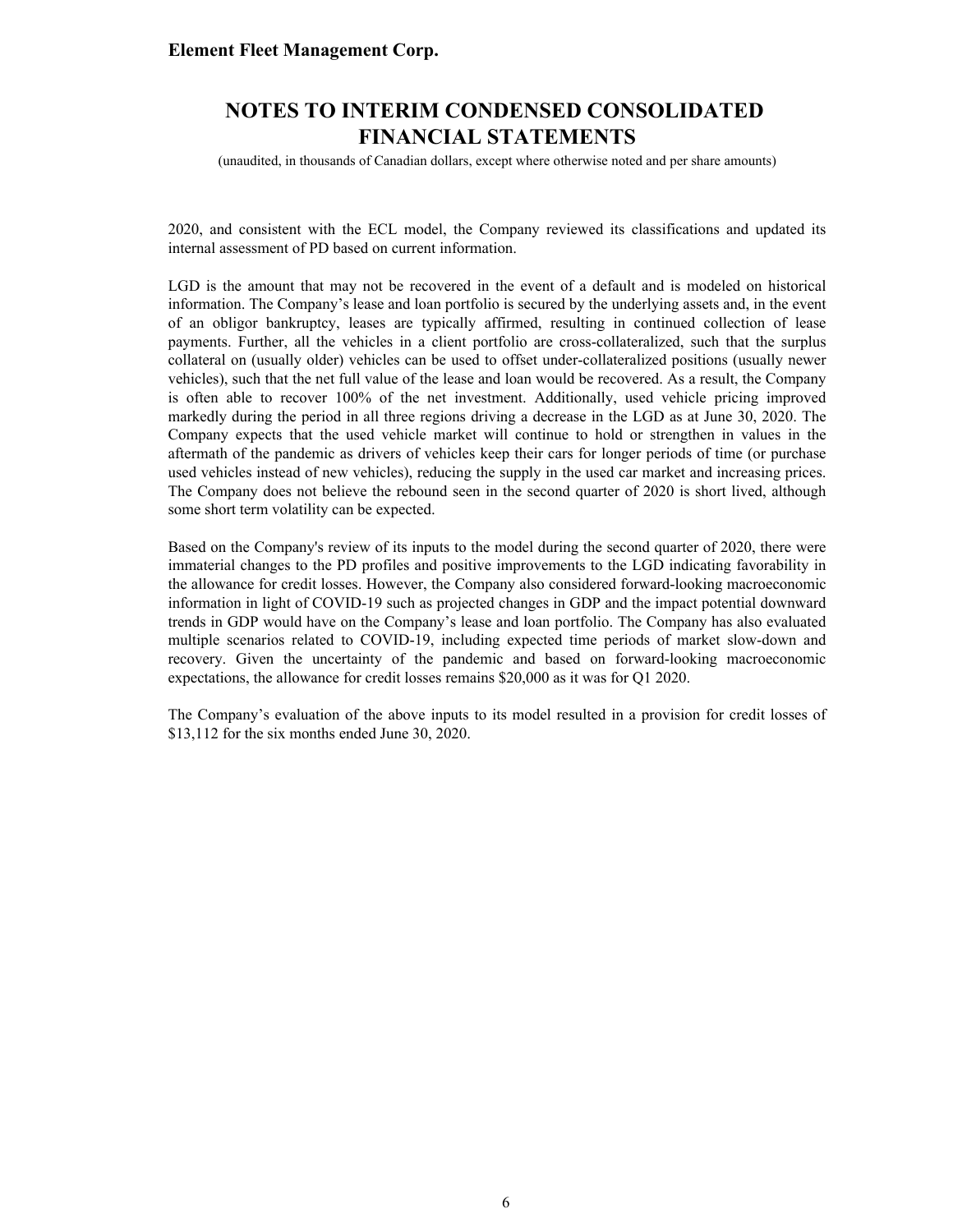2020, and consistent with the ECL model, the Company reviewed its classifications and updated its internal assessment of PD based on current information.

LGD is the amount that may not be recovered in the event of a default and is modeled on historical information. The Company's lease and loan portfolio is secured by the underlying assets and, in the event of an obligor bankruptcy, leases are typically affirmed, resulting in continued collection of lease payments. Further, all the vehicles in a client portfolio are cross-collateralized, such that the surplus collateral on (usually older) vehicles can be used to offset under-collateralized positions (usually newer vehicles), such that the net full value of the lease and loan would be recovered. As a result, the Company is often able to recover 100% of the net investment. Additionally, used vehicle pricing improved markedly during the period in all three regions driving a decrease in the LGD as at June 30, 2020. The Company expects that the used vehicle market will continue to hold or strengthen in values in the aftermath of the pandemic as drivers of vehicles keep their cars for longer periods of time (or purchase used vehicles instead of new vehicles), reducing the supply in the used car market and increasing prices. The Company does not believe the rebound seen in the second quarter of 2020 is short lived, although some short term volatility can be expected.

Based on the Company's review of its inputs to the model during the second quarter of 2020, there were immaterial changes to the PD profiles and positive improvements to the LGD indicating favorability in the allowance for credit losses. However, the Company also considered forward-looking macroeconomic information in light of COVID-19 such as projected changes in GDP and the impact potential downward trends in GDP would have on the Company's lease and loan portfolio. The Company has also evaluated multiple scenarios related to COVID-19, including expected time periods of market slow-down and recovery. Given the uncertainty of the pandemic and based on forward-looking macroeconomic expectations, the allowance for credit losses remains $20,000 as it was for Q1 2020.

The Company's evaluation of the above inputs to its model resulted in a provision for credit losses of $13,112 for the six months ended June 30, 2020.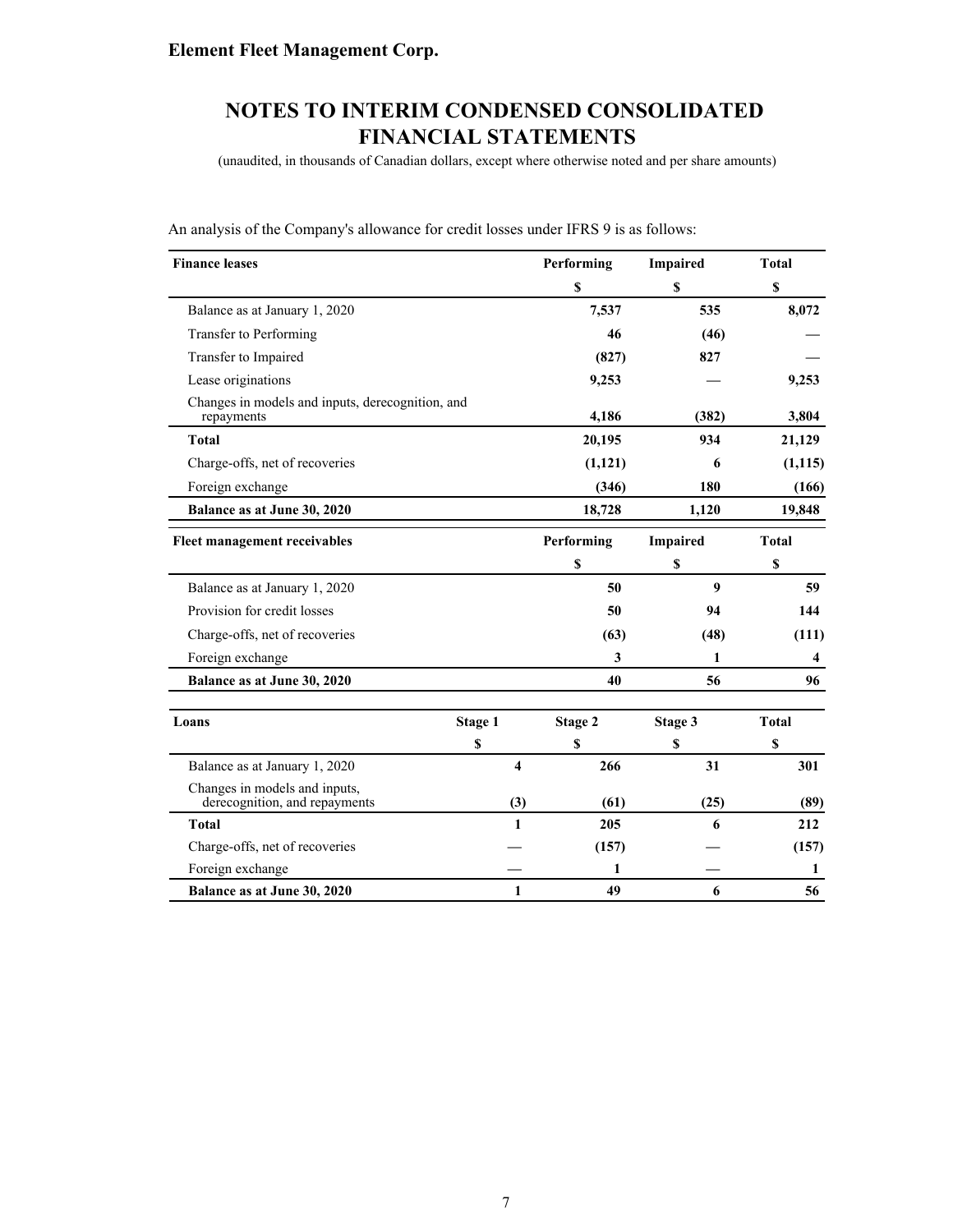An analysis of the Company's allowance for credit losses under IFRS 9 is as follows:

| Finance leases | Performing | Impaired | Total |
|---|---|---|---|
| | $ | $ | $ |
| Balance as at January 1, 2020 | 7,537 | 535 | 8,072 |
| Transfer to Performing | 46 | (46) | — |
| Transfer to Impaired | (827) | 827 | — |
| Lease originations | 9,253 | — | 9,253 |
| Changes in models and inputs, derecognition, and repayments | 4,186 | (382) | 3,804 |
| **Total** | 20,195 | 934 | 21,129 |
| Charge-offs, net of recoveries | (1,121) | 6 | (1,115) |
| Foreign exchange | (346) | 180 | (166) |
| **Balance as at June 30, 2020** | 18,728 | 1,120 | 19,848 |

| Fleet management receivables | Performing | Impaired | Total |
|---|---|---|---|
| | $ | $ | $ |
| Balance as at January 1, 2020 | 50 | 9 | 59 |
| Provision for credit losses | 50 | 94 | 144 |
| Charge-offs, net of recoveries | (63) | (48) | (111) |
| Foreign exchange | 3 | 1 | 4 |
| **Balance as at June 30, 2020** | 40 | 56 | 96 |

| Loans | Stage 1 | Stage 2 | Stage 3 | Total |
|---|---|---|---|---|
| | $ | $ | $ | $ |
| Balance as at January 1, 2020 | 4 | 266 | 31 | 301 |
| Changes in models and inputs, derecognition, and repayments | (3) | (61) | (25) | (89) |
| **Total** | 1 | 205 | 6 | 212 |
| Charge-offs, net of recoveries | — | (157) | — | (157) |
| Foreign exchange | — | 1 | — | 1 |
| **Balance as at June 30, 2020** | 1 | 49 | 6 | 56 |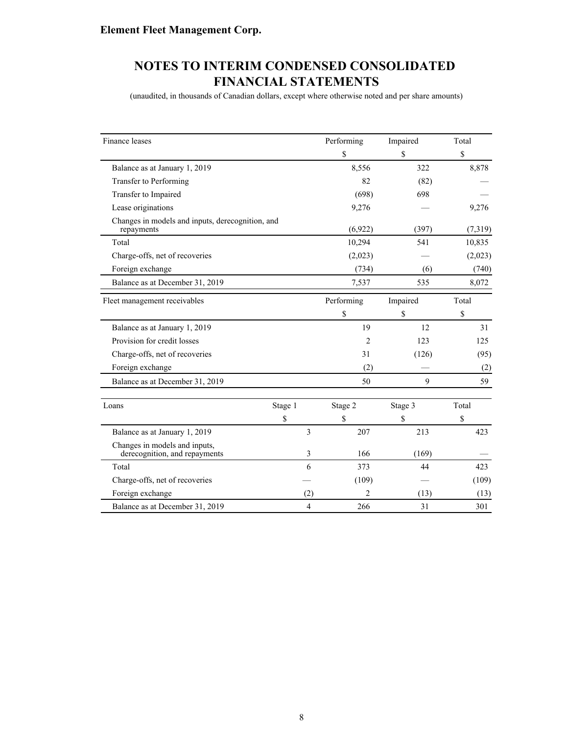**Element Fleet Management Corp.**

# NOTES TO INTERIM CONDENSED CONSOLIDATED FINANCIAL STATEMENTS

(unaudited, in thousands of Canadian dollars, except where otherwise noted and per share amounts)

| Finance leases | Performing | Impaired | Total |
|---|---|---|---|
| | $ | $ | $ |
| Balance as at January 1, 2019 | 8,556 | 322 | 8,878 |
| Transfer to Performing | 82 | (82) | — |
| Transfer to Impaired | (698) | 698 | — |
| Lease originations | 9,276 | — | 9,276 |
| Changes in models and inputs, derecognition, and repayments | (6,922) | (397) | (7,319) |
| Total | 10,294 | 541 | 10,835 |
| Charge-offs, net of recoveries | (2,023) | — | (2,023) |
| Foreign exchange | (734) | (6) | (740) |
| Balance as at December 31, 2019 | 7,537 | 535 | 8,072 |

| Fleet management receivables | Performing | Impaired | Total |
|---|---|---|---|
| | $ | $ | $ |
| Balance as at January 1, 2019 | 19 | 12 | 31 |
| Provision for credit losses | 2 | 123 | 125 |
| Charge-offs, net of recoveries | 31 | (126) | (95) |
| Foreign exchange | (2) | — | (2) |
| Balance as at December 31, 2019 | 50 | 9 | 59 |

| Loans | Stage 1 | Stage 2 | Stage 3 | Total |
|---|---|---|---|---|
| | $ | $ | $ | $ |
| Balance as at January 1, 2019 | 3 | 207 | 213 | 423 |
| Changes in models and inputs, derecognition, and repayments | 3 | 166 | (169) | — |
| Total | 6 | 373 | 44 | 423 |
| Charge-offs, net of recoveries | — | (109) | — | (109) |
| Foreign exchange | (2) | 2 | (13) | (13) |
| Balance as at December 31, 2019 | 4 | 266 | 31 | 301 |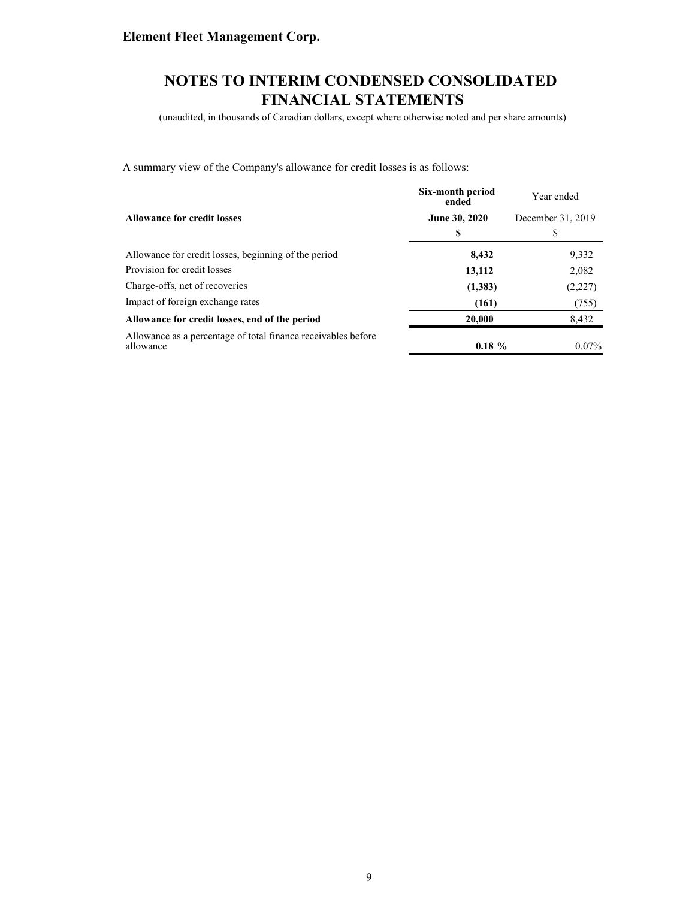**Element Fleet Management Corp.**

# NOTES TO INTERIM CONDENSED CONSOLIDATED FINANCIAL STATEMENTS

(unaudited, in thousands of Canadian dollars, except where otherwise noted and per share amounts)

A summary view of the Company's allowance for credit losses is as follows:

| **Allowance for credit losses** | **Six-month period ended June 30, 2020** | Year ended December 31, 2019 |
|---|---|---|
| | **$** | $ |
| Allowance for credit losses, beginning of the period | **8,432** | 9,332 |
| Provision for credit losses | **13,112** | 2,082 |
| Charge-offs, net of recoveries | **(1,383)** | (2,227) |
| Impact of foreign exchange rates | **(161)** | (755) |
| **Allowance for credit losses, end of the period** | **20,000** | 8,432 |
| Allowance as a percentage of total finance receivables before allowance | **0.18 %** | 0.07% |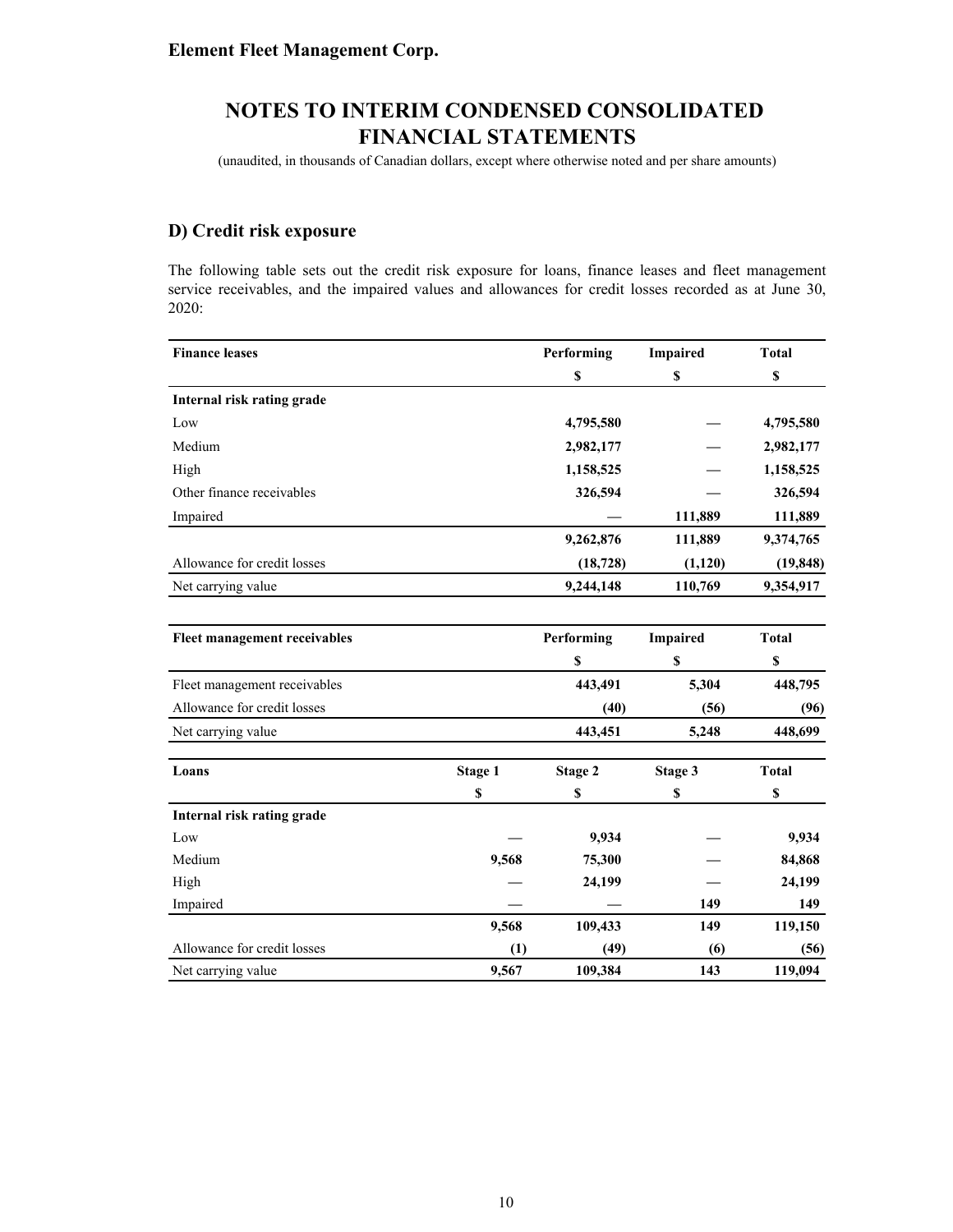**Element Fleet Management Corp.**

# NOTES TO INTERIM CONDENSED CONSOLIDATED FINANCIAL STATEMENTS

(unaudited, in thousands of Canadian dollars, except where otherwise noted and per share amounts)

## D) Credit risk exposure

The following table sets out the credit risk exposure for loans, finance leases and fleet management service receivables, and the impaired values and allowances for credit losses recorded as at June 30, 2020:

| Finance leases | Performing | Impaired | Total |
|---|---|---|---|
| | $ | $ | $ |
| **Internal risk rating grade** | | | |
| Low | 4,795,580 | — | 4,795,580 |
| Medium | 2,982,177 | — | 2,982,177 |
| High | 1,158,525 | — | 1,158,525 |
| Other finance receivables | 326,594 | — | 326,594 |
| Impaired | — | 111,889 | 111,889 |
| | 9,262,876 | 111,889 | 9,374,765 |
| Allowance for credit losses | (18,728) | (1,120) | (19,848) |
| Net carrying value | 9,244,148 | 110,769 | 9,354,917 |

| Fleet management receivables | Performing | Impaired | Total |
|---|---|---|---|
| | $ | $ | $ |
| Fleet management receivables | 443,491 | 5,304 | 448,795 |
| Allowance for credit losses | (40) | (56) | (96) |
| Net carrying value | 443,451 | 5,248 | 448,699 |

| Loans | Stage 1 | Stage 2 | Stage 3 | Total |
|---|---|---|---|---|
| | $ | $ | $ | $ |
| **Internal risk rating grade** | | | | |
| Low | — | 9,934 | — | 9,934 |
| Medium | 9,568 | 75,300 | — | 84,868 |
| High | — | 24,199 | — | 24,199 |
| Impaired | — | — | 149 | 149 |
| | 9,568 | 109,433 | 149 | 119,150 |
| Allowance for credit losses | (1) | (49) | (6) | (56) |
| Net carrying value | 9,567 | 109,384 | 143 | 119,094 |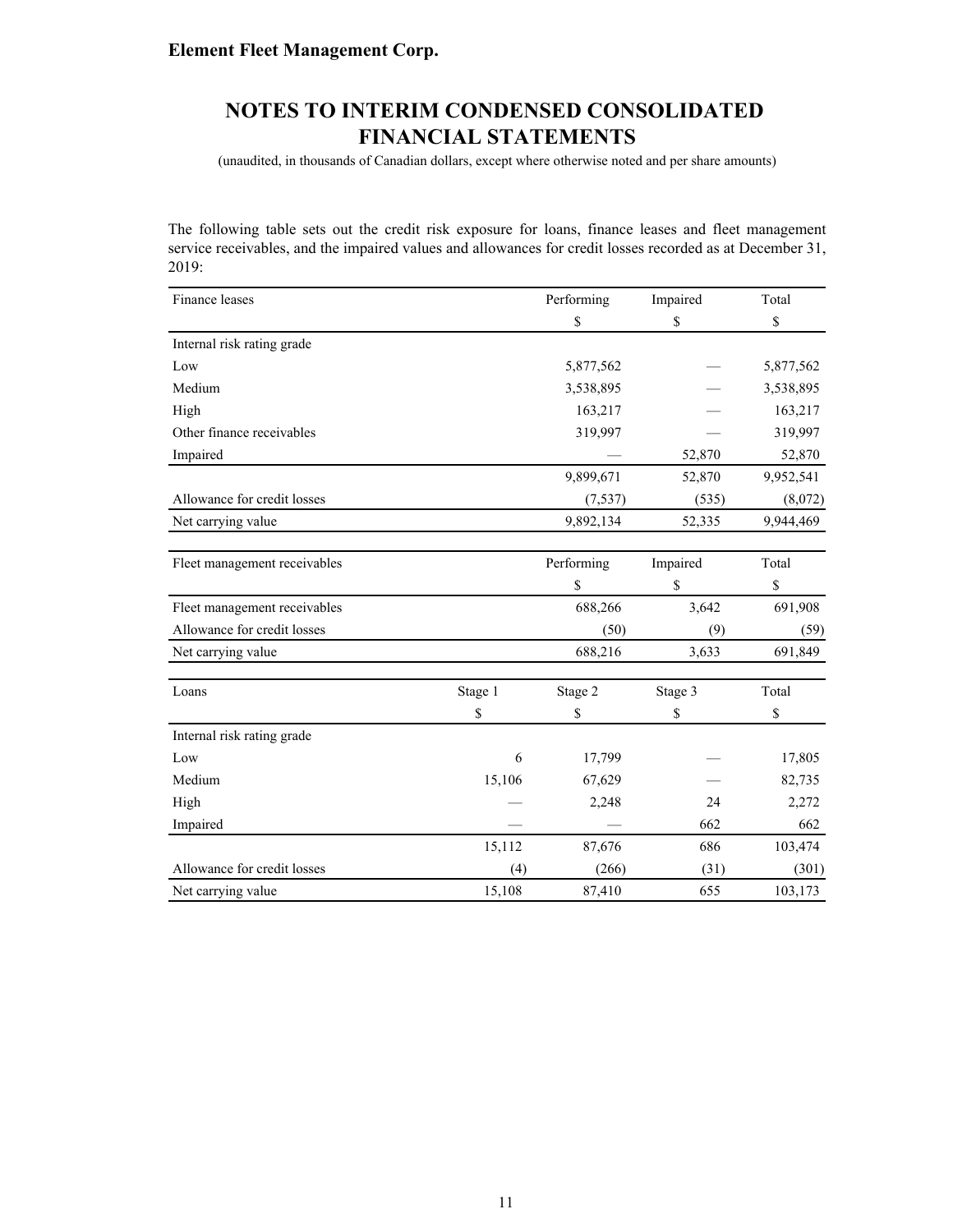**Element Fleet Management Corp.**

# NOTES TO INTERIM CONDENSED CONSOLIDATED FINANCIAL STATEMENTS

(unaudited, in thousands of Canadian dollars, except where otherwise noted and per share amounts)

The following table sets out the credit risk exposure for loans, finance leases and fleet management service receivables, and the impaired values and allowances for credit losses recorded as at December 31, 2019:

| Finance leases | Performing | Impaired | Total |
|---|---|---|---|
| | $ | $ | $ |
| Internal risk rating grade | | | |
| Low | 5,877,562 | — | 5,877,562 |
| Medium | 3,538,895 | — | 3,538,895 |
| High | 163,217 | — | 163,217 |
| Other finance receivables | 319,997 | — | 319,997 |
| Impaired | — | 52,870 | 52,870 |
| | 9,899,671 | 52,870 | 9,952,541 |
| Allowance for credit losses | (7,537) | (535) | (8,072) |
| Net carrying value | 9,892,134 | 52,335 | 9,944,469 |

| Fleet management receivables | Performing | Impaired | Total |
|---|---|---|---|
| | $ | $ | $ |
| Fleet management receivables | 688,266 | 3,642 | 691,908 |
| Allowance for credit losses | (50) | (9) | (59) |
| Net carrying value | 688,216 | 3,633 | 691,849 |

| Loans | Stage 1 | Stage 2 | Stage 3 | Total |
|---|---|---|---|---|
| | $ | $ | $ | $ |
| Internal risk rating grade | | | | |
| Low | 6 | 17,799 | — | 17,805 |
| Medium | 15,106 | 67,629 | — | 82,735 |
| High | — | 2,248 | 24 | 2,272 |
| Impaired | — | — | 662 | 662 |
| | 15,112 | 87,676 | 686 | 103,474 |
| Allowance for credit losses | (4) | (266) | (31) | (301) |
| Net carrying value | 15,108 | 87,410 | 655 | 103,173 |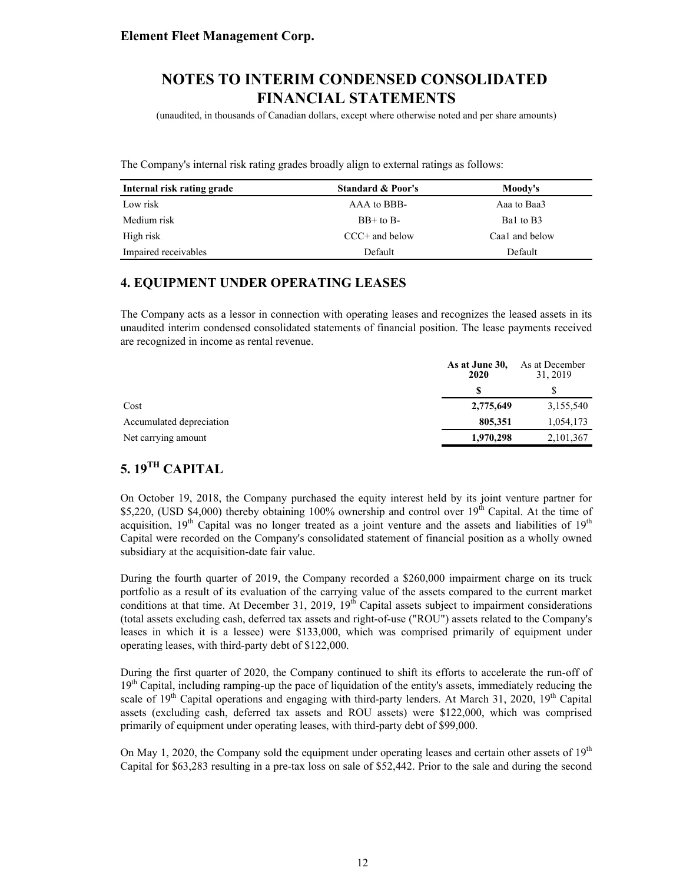The Company's internal risk rating grades broadly align to external ratings as follows:

| Internal risk rating grade | Standard & Poor's | Moody's |
|---|---|---|
| Low risk | AAA to BBB- | Aaa to Baa3 |
| Medium risk | BB+ to B- | Ba1 to B3 |
| High risk | CCC+ and below | Caa1 and below |
| Impaired receivables | Default | Default |

## 4. EQUIPMENT UNDER OPERATING LEASES

The Company acts as a lessor in connection with operating leases and recognizes the leased assets in its unaudited interim condensed consolidated statements of financial position. The lease payments received are recognized in income as rental revenue.

| | **As at June 30, 2020** | As at December 31, 2019 |
|---|---|---|
| | **$** | $ |
| Cost | **2,775,649** | 3,155,540 |
| Accumulated depreciation | **805,351** | 1,054,173 |
| Net carrying amount | **1,970,298** | 2,101,367 |

## 5. 19TH CAPITAL

On October 19, 2018, the Company purchased the equity interest held by its joint venture partner for $5,220, (USD $4,000) thereby obtaining 100% ownership and control over 19th Capital. At the time of acquisition, 19th Capital was no longer treated as a joint venture and the assets and liabilities of 19th Capital were recorded on the Company's consolidated statement of financial position as a wholly owned subsidiary at the acquisition-date fair value.

During the fourth quarter of 2019, the Company recorded a $260,000 impairment charge on its truck portfolio as a result of its evaluation of the carrying value of the assets compared to the current market conditions at that time. At December 31, 2019, 19th Capital assets subject to impairment considerations (total assets excluding cash, deferred tax assets and right-of-use ("ROU") assets related to the Company's leases in which it is a lessee) were $133,000, which was comprised primarily of equipment under operating leases, with third-party debt of $122,000.

During the first quarter of 2020, the Company continued to shift its efforts to accelerate the run-off of 19th Capital, including ramping-up the pace of liquidation of the entity's assets, immediately reducing the scale of 19th Capital operations and engaging with third-party lenders. At March 31, 2020, 19th Capital assets (excluding cash, deferred tax assets and ROU assets) were $122,000, which was comprised primarily of equipment under operating leases, with third-party debt of $99,000.

On May 1, 2020, the Company sold the equipment under operating leases and certain other assets of 19th Capital for $63,283 resulting in a pre-tax loss on sale of $52,442. Prior to the sale and during the second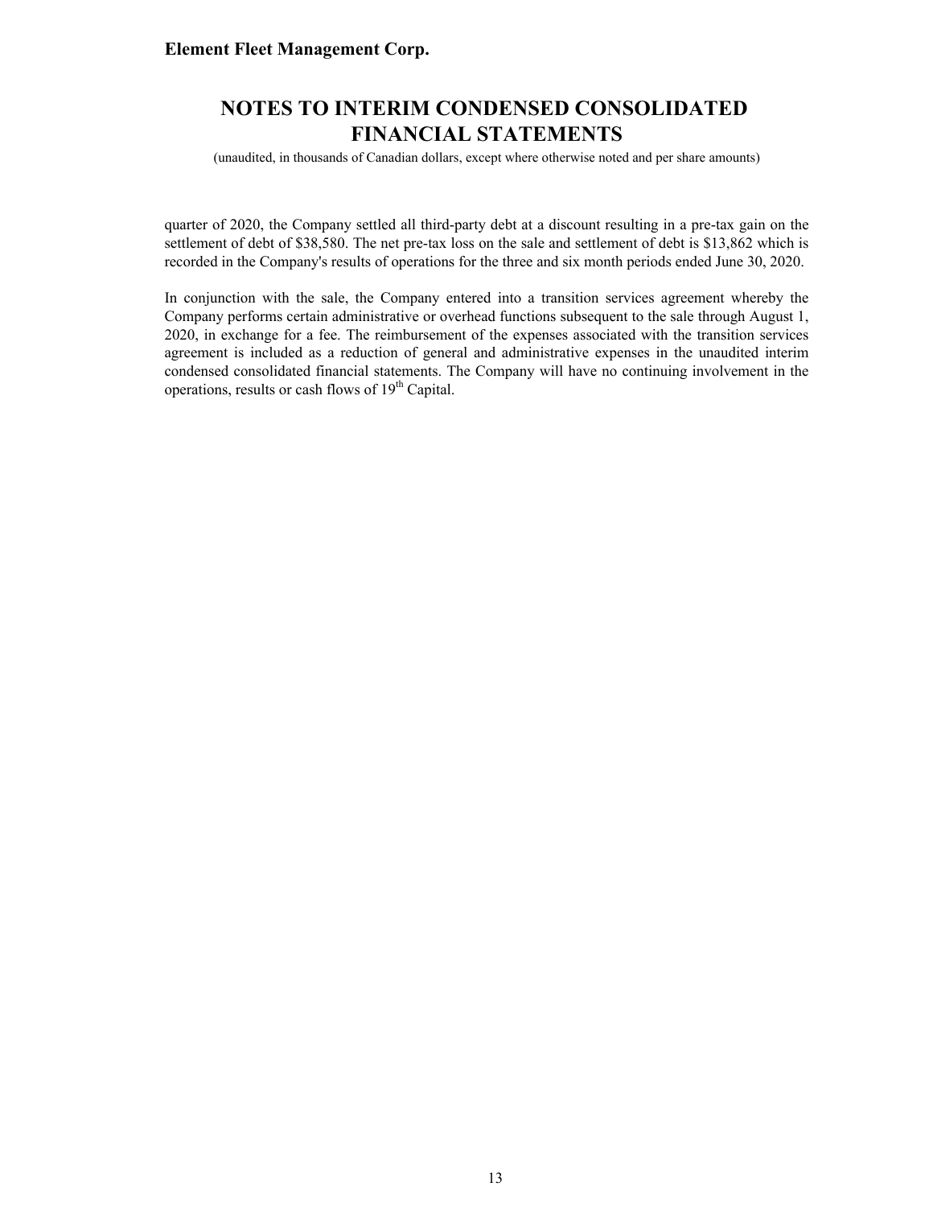quarter of 2020, the Company settled all third-party debt at a discount resulting in a pre-tax gain on the settlement of debt of $38,580. The net pre-tax loss on the sale and settlement of debt is $13,862 which is recorded in the Company's results of operations for the three and six month periods ended June 30, 2020.

In conjunction with the sale, the Company entered into a transition services agreement whereby the Company performs certain administrative or overhead functions subsequent to the sale through August 1, 2020, in exchange for a fee. The reimbursement of the expenses associated with the transition services agreement is included as a reduction of general and administrative expenses in the unaudited interim condensed consolidated financial statements. The Company will have no continuing involvement in the operations, results or cash flows of 19th Capital.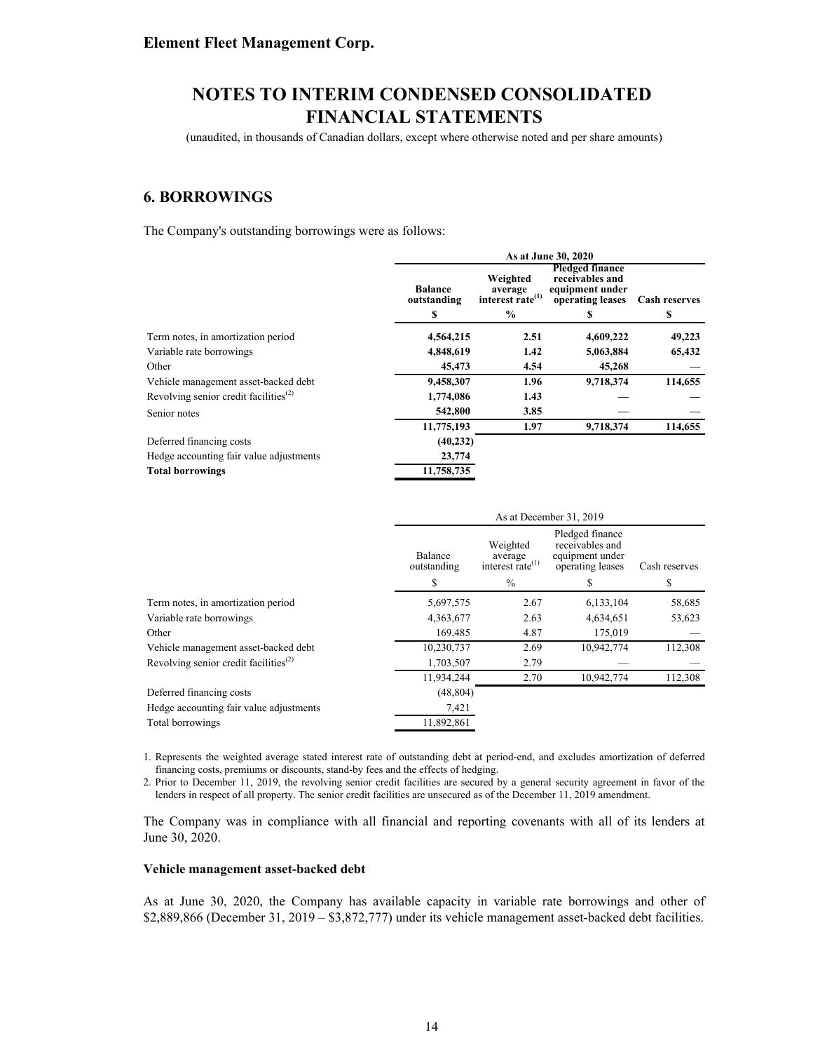# NOTES TO INTERIM CONDENSED CONSOLIDATED FINANCIAL STATEMENTS

(unaudited, in thousands of Canadian dollars, except where otherwise noted and per share amounts)

## 6. BORROWINGS

The Company's outstanding borrowings were as follows:

| | **As at June 30, 2020** | | | |
|---|---|---|---|---|
| | **Balance outstanding** | **Weighted average interest rate[(1)]** | **Pledged finance receivables and equipment under operating leases** | **Cash reserves** |
| | **$** | **%** | **$** | **$** |
| Term notes, in amortization period | **4,564,215** | **2.51** | **4,609,222** | **49,223** |
| Variable rate borrowings | **4,848,619** | **1.42** | **5,063,884** | **65,432** |
| Other | **45,473** | **4.54** | **45,268** | **—** |
| Vehicle management asset-backed debt | **9,458,307** | **1.96** | **9,718,374** | **114,655** |
| Revolving senior credit facilities[(2)] | **1,774,086** | **1.43** | **—** | **—** |
| Senior notes | **542,800** | **3.85** | **—** | **—** |
| | **11,775,193** | **1.97** | **9,718,374** | **114,655** |
| Deferred financing costs | **(40,232)** | | | |
| Hedge accounting fair value adjustments | **23,774** | | | |
| **Total borrowings** | **11,758,735** | | | |

| | As at December 31, 2019 | | | |
|---|---|---|---|---|
| | Balance outstanding | Weighted average interest rate[(1)] | Pledged finance receivables and equipment under operating leases | Cash reserves |
| | $ | % | $ | $ |
| Term notes, in amortization period | 5,697,575 | 2.67 | 6,133,104 | 58,685 |
| Variable rate borrowings | 4,363,677 | 2.63 | 4,634,651 | 53,623 |
| Other | 169,485 | 4.87 | 175,019 | — |
| Vehicle management asset-backed debt | 10,230,737 | 2.69 | 10,942,774 | 112,308 |
| Revolving senior credit facilities[(2)] | 1,703,507 | 2.79 | — | — |
| | 11,934,244 | 2.70 | 10,942,774 | 112,308 |
| Deferred financing costs | (48,804) | | | |
| Hedge accounting fair value adjustments | 7,421 | | | |
| Total borrowings | 11,892,861 | | | |

1. Represents the weighted average stated interest rate of outstanding debt at period-end, and excludes amortization of deferred financing costs, premiums or discounts, stand-by fees and the effects of hedging.
2. Prior to December 11, 2019, the revolving senior credit facilities are secured by a general security agreement in favor of the lenders in respect of all property. The senior credit facilities are unsecured as of the December 11, 2019 amendment.

The Company was in compliance with all financial and reporting covenants with all of its lenders at June 30, 2020.

**Vehicle management asset-backed debt**

As at June 30, 2020, the Company has available capacity in variable rate borrowings and other of $2,889,866 (December 31, 2019 – $3,872,777) under its vehicle management asset-backed debt facilities.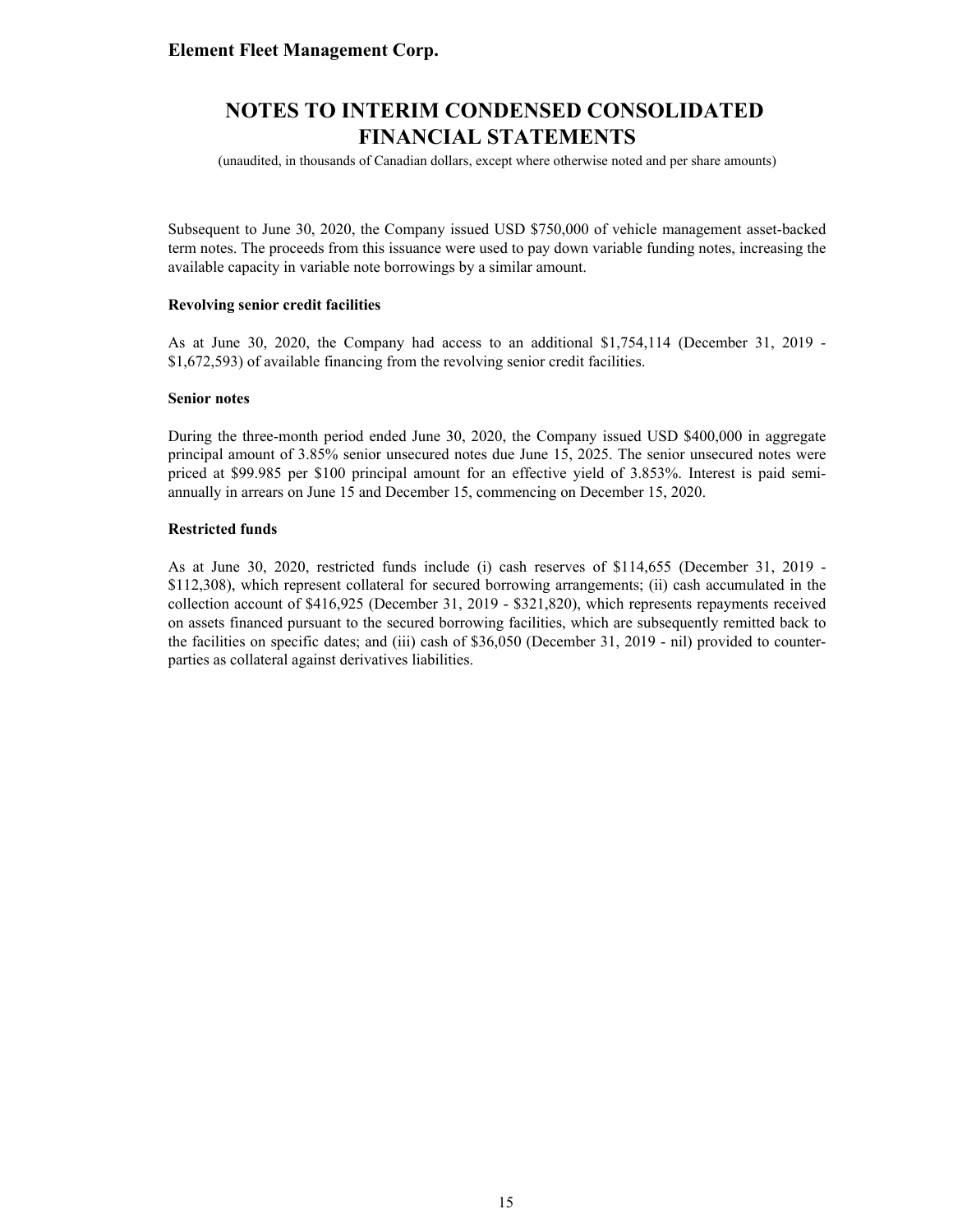Subsequent to June 30, 2020, the Company issued USD $750,000 of vehicle management asset-backed term notes. The proceeds from this issuance were used to pay down variable funding notes, increasing the available capacity in variable note borrowings by a similar amount.

**Revolving senior credit facilities**

As at June 30, 2020, the Company had access to an additional $1,754,114 (December 31, 2019 - $1,672,593) of available financing from the revolving senior credit facilities.

**Senior notes**

During the three-month period ended June 30, 2020, the Company issued USD $400,000 in aggregate principal amount of 3.85% senior unsecured notes due June 15, 2025. The senior unsecured notes were priced at $99.985 per $100 principal amount for an effective yield of 3.853%. Interest is paid semi-annually in arrears on June 15 and December 15, commencing on December 15, 2020.

**Restricted funds**

As at June 30, 2020, restricted funds include (i) cash reserves of $114,655 (December 31, 2019 - $112,308), which represent collateral for secured borrowing arrangements; (ii) cash accumulated in the collection account of $416,925 (December 31, 2019 - $321,820), which represents repayments received on assets financed pursuant to the secured borrowing facilities, which are subsequently remitted back to the facilities on specific dates; and (iii) cash of $36,050 (December 31, 2019 - nil) provided to counter-parties as collateral against derivatives liabilities.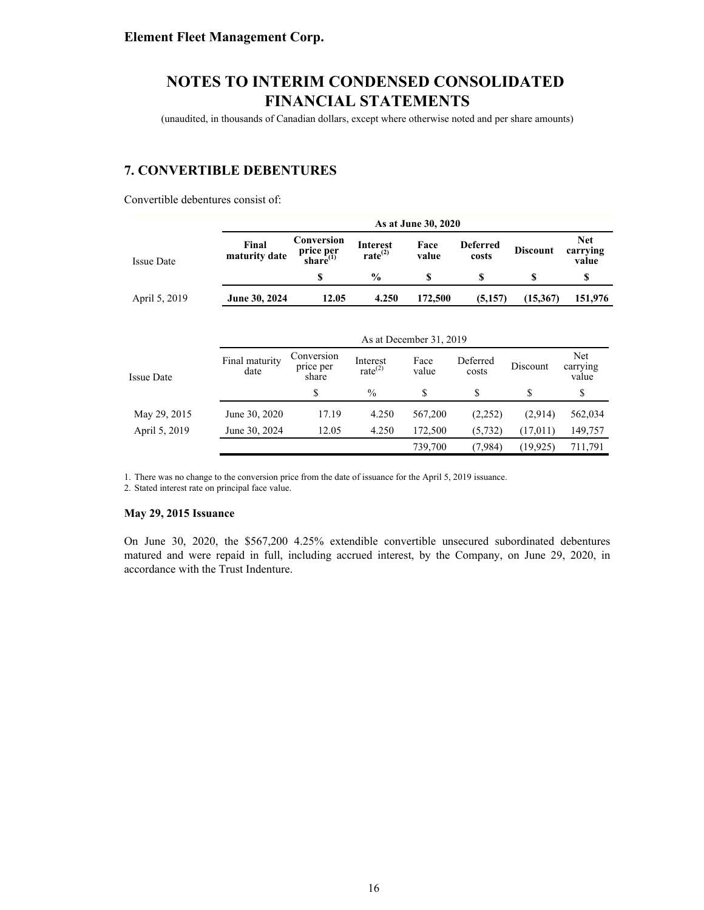**Element Fleet Management Corp.**

# NOTES TO INTERIM CONDENSED CONSOLIDATED FINANCIAL STATEMENTS

(unaudited, in thousands of Canadian dollars, except where otherwise noted and per share amounts)

## 7. CONVERTIBLE DEBENTURES

Convertible debentures consist of:

| | As at June 30, 2020 | | | | | | |
|---|---|---|---|---|---|---|---|
| Issue Date | **Final maturity date** | **Conversion price per share[1]** | **Interest rate[2]** | **Face value** | **Deferred costs** | **Discount** | **Net carrying value** |
| | | **$** | **%** | **$** | **$** | **$** | **$** |
| April 5, 2019 | **June 30, 2024** | **12.05** | **4.250** | **172,500** | **(5,157)** | **(15,367)** | **151,976** |

| | As at December 31, 2019 | | | | | | |
|---|---|---|---|---|---|---|---|
| Issue Date | Final maturity date | Conversion price per share | Interest rate[2] | Face value | Deferred costs | Discount | Net carrying value |
| | | $ | % | $ | $ | $ | $ |
| May 29, 2015 | June 30, 2020 | 17.19 | 4.250 | 567,200 | (2,252) | (2,914) | 562,034 |
| April 5, 2019 | June 30, 2024 | 12.05 | 4.250 | 172,500 | (5,732) | (17,011) | 149,757 |
| | | | | 739,700 | (7,984) | (19,925) | 711,791 |

1. There was no change to the conversion price from the date of issuance for the April 5, 2019 issuance.
2. Stated interest rate on principal face value.

**May 29, 2015 Issuance**

On June 30, 2020, the $567,200 4.25% extendible convertible unsecured subordinated debentures matured and were repaid in full, including accrued interest, by the Company, on June 29, 2020, in accordance with the Trust Indenture.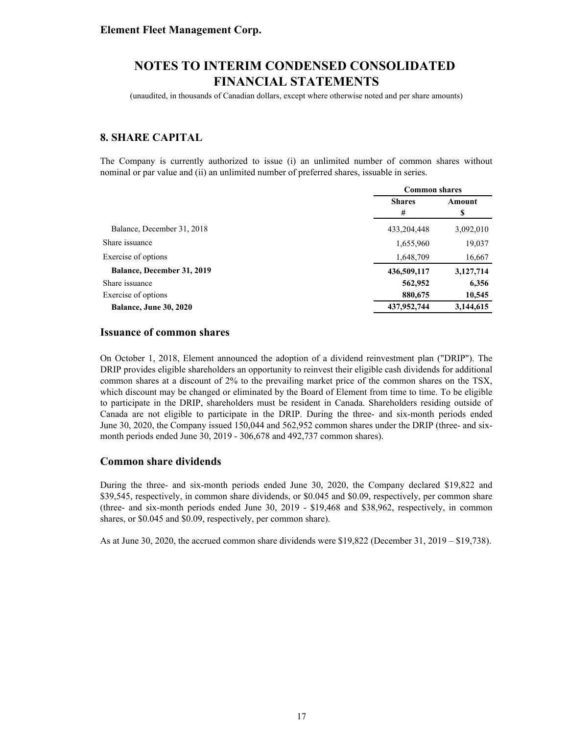Element Fleet Management Corp.

# NOTES TO INTERIM CONDENSED CONSOLIDATED FINANCIAL STATEMENTS

(unaudited, in thousands of Canadian dollars, except where otherwise noted and per share amounts)

## 8. SHARE CAPITAL

The Company is currently authorized to issue (i) an unlimited number of common shares without nominal or par value and (ii) an unlimited number of preferred shares, issuable in series.

| | Common shares | |
|---|---|---|
| | Shares<br>\# | Amount<br>$ |
| Balance, December 31, 2018 | 433,204,448 | 3,092,010 |
| Share issuance | 1,655,960 | 19,037 |
| Exercise of options | 1,648,709 | 16,667 |
| **Balance, December 31, 2019** | **436,509,117** | **3,127,714** |
| Share issuance | **562,952** | **6,356** |
| Exercise of options | **880,675** | **10,545** |
| **Balance, June 30, 2020** | **437,952,744** | **3,144,615** |

### Issuance of common shares

On October 1, 2018, Element announced the adoption of a dividend reinvestment plan ("DRIP"). The DRIP provides eligible shareholders an opportunity to reinvest their eligible cash dividends for additional common shares at a discount of 2% to the prevailing market price of the common shares on the TSX, which discount may be changed or eliminated by the Board of Element from time to time. To be eligible to participate in the DRIP, shareholders must be resident in Canada. Shareholders residing outside of Canada are not eligible to participate in the DRIP. During the three- and six-month periods ended June 30, 2020, the Company issued 150,044 and 562,952 common shares under the DRIP (three- and six-month periods ended June 30, 2019 - 306,678 and 492,737 common shares).

### Common share dividends

During the three- and six-month periods ended June 30, 2020, the Company declared $19,822 and $39,545, respectively, in common share dividends, or $0.045 and $0.09, respectively, per common share (three- and six-month periods ended June 30, 2019 - $19,468 and $38,962, respectively, in common shares, or $0.045 and $0.09, respectively, per common share).

As at June 30, 2020, the accrued common share dividends were $19,822 (December 31, 2019 – $19,738).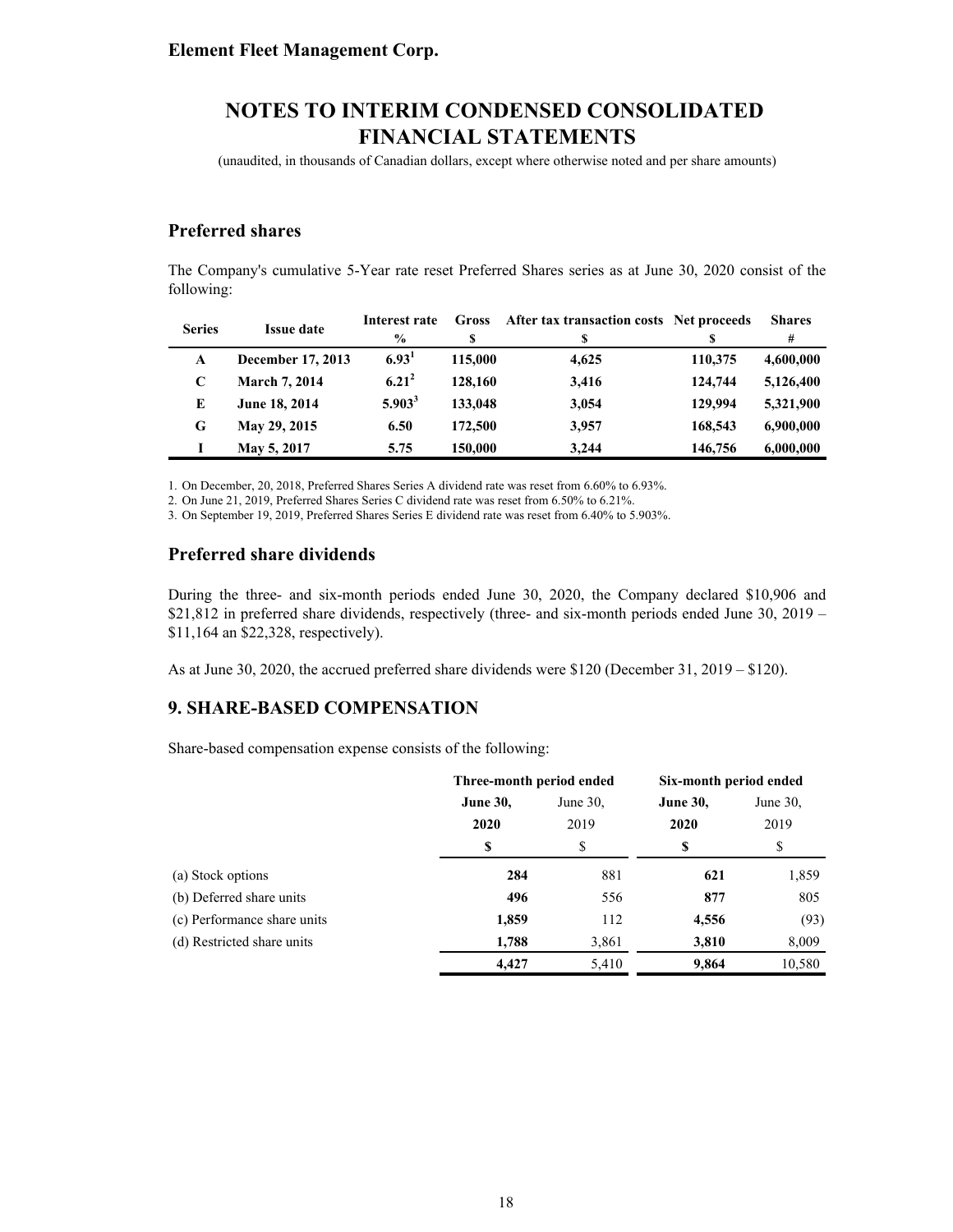**Element Fleet Management Corp.**

# NOTES TO INTERIM CONDENSED CONSOLIDATED FINANCIAL STATEMENTS

(unaudited, in thousands of Canadian dollars, except where otherwise noted and per share amounts)

## Preferred shares

The Company's cumulative 5-Year rate reset Preferred Shares series as at June 30, 2020 consist of the following:

| Series | Issue date | Interest rate % | Gross $ | After tax transaction costs $ | Net proceeds $ | Shares # |
|---|---|---|---|---|---|---|
| **A** | **December 17, 2013** | **6.93**[1] | **115,000** | **4,625** | **110,375** | **4,600,000** |
| **C** | **March 7, 2014** | **6.21**[2] | **128,160** | **3,416** | **124,744** | **5,126,400** |
| **E** | **June 18, 2014** | **5.903**[3] | **133,048** | **3,054** | **129,994** | **5,321,900** |
| **G** | **May 29, 2015** | **6.50** | **172,500** | **3,957** | **168,543** | **6,900,000** |
| **I** | **May 5, 2017** | **5.75** | **150,000** | **3,244** | **146,756** | **6,000,000** |

1. On December, 20, 2018, Preferred Shares Series A dividend rate was reset from 6.60% to 6.93%.
2. On June 21, 2019, Preferred Shares Series C dividend rate was reset from 6.50% to 6.21%.
3. On September 19, 2019, Preferred Shares Series E dividend rate was reset from 6.40% to 5.903%.

## Preferred share dividends

During the three- and six-month periods ended June 30, 2020, the Company declared $10,906 and $21,812 in preferred share dividends, respectively (three- and six-month periods ended June 30, 2019 – $11,164 an $22,328, respectively).

As at June 30, 2020, the accrued preferred share dividends were $120 (December 31, 2019 – $120).

## 9. SHARE-BASED COMPENSATION

Share-based compensation expense consists of the following:

| | Three-month period ended | | Six-month period ended | |
|---|---|---|---|---|
| | **June 30, 2020** | June 30, 2019 | **June 30, 2020** | June 30, 2019 |
| | **$** | $ | **$** | $ |
| (a) Stock options | **284** | 881 | **621** | 1,859 |
| (b) Deferred share units | **496** | 556 | **877** | 805 |
| (c) Performance share units | **1,859** | 112 | **4,556** | (93) |
| (d) Restricted share units | **1,788** | 3,861 | **3,810** | 8,009 |
| | **4,427** | 5,410 | **9,864** | 10,580 |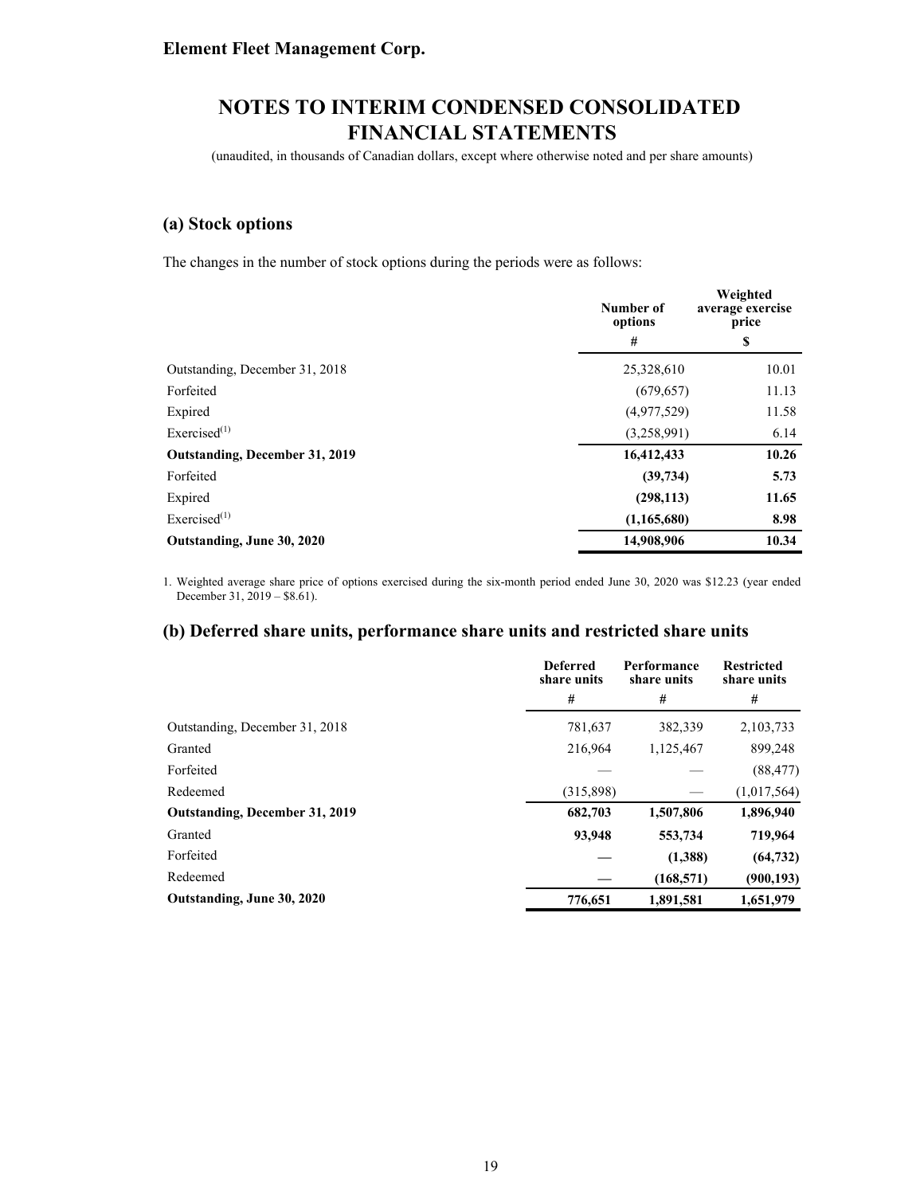Element Fleet Management Corp.

# NOTES TO INTERIM CONDENSED CONSOLIDATED FINANCIAL STATEMENTS

(unaudited, in thousands of Canadian dollars, except where otherwise noted and per share amounts)

## (a) Stock options

The changes in the number of stock options during the periods were as follows:

| | Number of options | Weighted average exercise price |
|---|---|---|
| | # | $ |
| Outstanding, December 31, 2018 | 25,328,610 | 10.01 |
| Forfeited | (679,657) | 11.13 |
| Expired | (4,977,529) | 11.58 |
| Exercised[1] | (3,258,991) | 6.14 |
| **Outstanding, December 31, 2019** | **16,412,433** | **10.26** |
| Forfeited | **(39,734)** | **5.73** |
| Expired | **(298,113)** | **11.65** |
| Exercised[1] | **(1,165,680)** | **8.98** |
| **Outstanding, June 30, 2020** | **14,908,906** | **10.34** |

1. Weighted average share price of options exercised during the six-month period ended June 30, 2020 was $12.23 (year ended December 31, 2019 – $8.61).

## (b) Deferred share units, performance share units and restricted share units

| | Deferred share units | Performance share units | Restricted share units |
|---|---|---|---|
| | # | # | # |
| Outstanding, December 31, 2018 | 781,637 | 382,339 | 2,103,733 |
| Granted | 216,964 | 1,125,467 | 899,248 |
| Forfeited | — | — | (88,477) |
| Redeemed | (315,898) | — | (1,017,564) |
| **Outstanding, December 31, 2019** | **682,703** | **1,507,806** | **1,896,940** |
| Granted | **93,948** | **553,734** | **719,964** |
| Forfeited | **—** | **(1,388)** | **(64,732)** |
| Redeemed | **—** | **(168,571)** | **(900,193)** |
| **Outstanding, June 30, 2020** | **776,651** | **1,891,581** | **1,651,979** |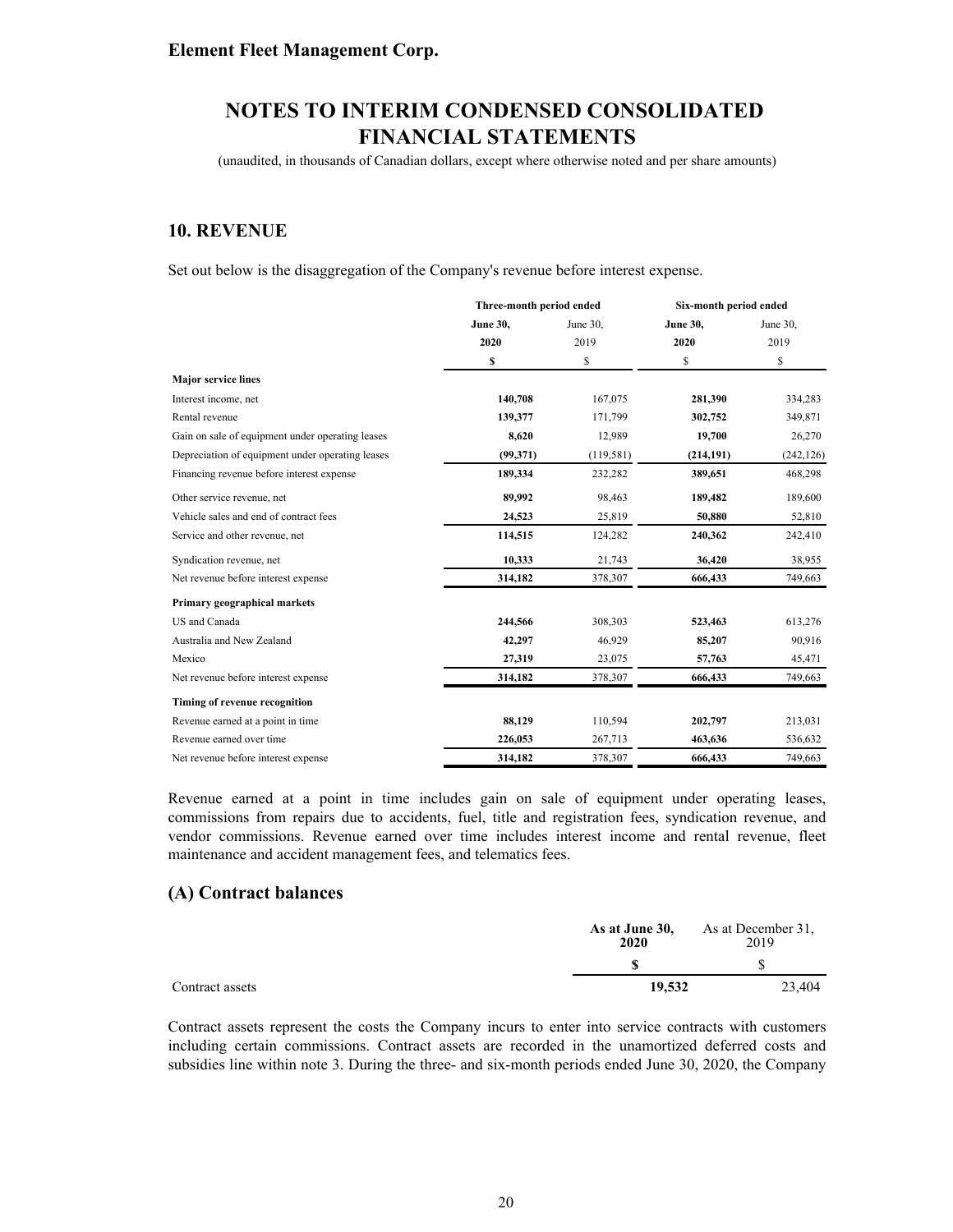**Element Fleet Management Corp.**

# NOTES TO INTERIM CONDENSED CONSOLIDATED FINANCIAL STATEMENTS

(unaudited, in thousands of Canadian dollars, except where otherwise noted and per share amounts)

## 10. REVENUE

Set out below is the disaggregation of the Company's revenue before interest expense.

| | Three-month period ended | | Six-month period ended | |
|---|---|---|---|---|
| | **June 30, 2020** | June 30, 2019 | **June 30, 2020** | June 30, 2019 |
| | **$** | $ | $ | $ |
| **Major service lines** | | | | |
| Interest income, net | **140,708** | 167,075 | **281,390** | 334,283 |
| Rental revenue | **139,377** | 171,799 | **302,752** | 349,871 |
| Gain on sale of equipment under operating leases | **8,620** | 12,989 | **19,700** | 26,270 |
| Depreciation of equipment under operating leases | **(99,371)** | (119,581) | **(214,191)** | (242,126) |
| Financing revenue before interest expense | **189,334** | 232,282 | **389,651** | 468,298 |
| Other service revenue, net | **89,992** | 98,463 | **189,482** | 189,600 |
| Vehicle sales and end of contract fees | **24,523** | 25,819 | **50,880** | 52,810 |
| Service and other revenue, net | **114,515** | 124,282 | **240,362** | 242,410 |
| Syndication revenue, net | **10,333** | 21,743 | **36,420** | 38,955 |
| Net revenue before interest expense | **314,182** | 378,307 | **666,433** | 749,663 |
| **Primary geographical markets** | | | | |
| US and Canada | **244,566** | 308,303 | **523,463** | 613,276 |
| Australia and New Zealand | **42,297** | 46,929 | **85,207** | 90,916 |
| Mexico | **27,319** | 23,075 | **57,763** | 45,471 |
| Net revenue before interest expense | **314,182** | 378,307 | **666,433** | 749,663 |
| **Timing of revenue recognition** | | | | |
| Revenue earned at a point in time | **88,129** | 110,594 | **202,797** | 213,031 |
| Revenue earned over time | **226,053** | 267,713 | **463,636** | 536,632 |
| Net revenue before interest expense | **314,182** | 378,307 | **666,433** | 749,663 |

Revenue earned at a point in time includes gain on sale of equipment under operating leases, commissions from repairs due to accidents, fuel, title and registration fees, syndication revenue, and vendor commissions. Revenue earned over time includes interest income and rental revenue, fleet maintenance and accident management fees, and telematics fees.

## (A) Contract balances

| | As at June 30, 2020 | As at December 31, 2019 |
|---|---|---|
| | **$** | $ |
| Contract assets | **19,532** | 23,404 |

Contract assets represent the costs the Company incurs to enter into service contracts with customers including certain commissions. Contract assets are recorded in the unamortized deferred costs and subsidies line within note 3. During the three- and six-month periods ended June 30, 2020, the Company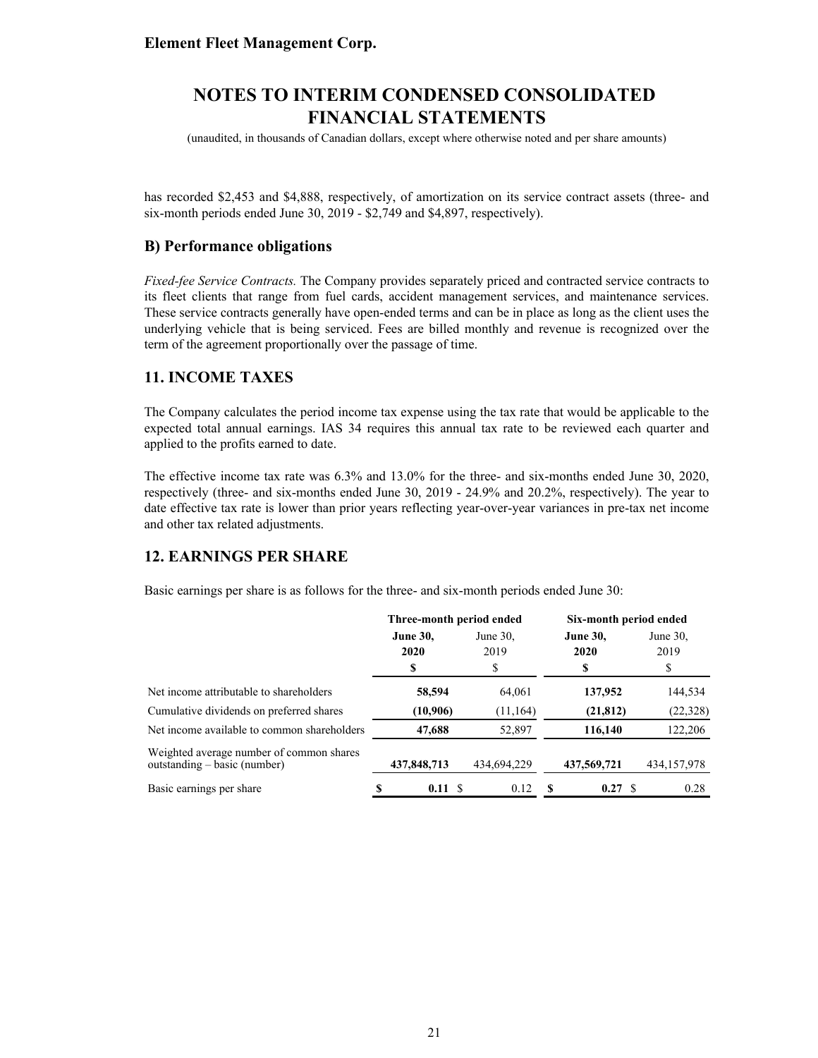has recorded $2,453 and $4,888, respectively, of amortization on its service contract assets (three- and six-month periods ended June 30, 2019 - $2,749 and $4,897, respectively).

## B) Performance obligations

*Fixed-fee Service Contracts.* The Company provides separately priced and contracted service contracts to its fleet clients that range from fuel cards, accident management services, and maintenance services. These service contracts generally have open-ended terms and can be in place as long as the client uses the underlying vehicle that is being serviced. Fees are billed monthly and revenue is recognized over the term of the agreement proportionally over the passage of time.

## 11. INCOME TAXES

The Company calculates the period income tax expense using the tax rate that would be applicable to the expected total annual earnings. IAS 34 requires this annual tax rate to be reviewed each quarter and applied to the profits earned to date.

The effective income tax rate was 6.3% and 13.0% for the three- and six-months ended June 30, 2020, respectively (three- and six-months ended June 30, 2019 - 24.9% and 20.2%, respectively). The year to date effective tax rate is lower than prior years reflecting year-over-year variances in pre-tax net income and other tax related adjustments.

## 12. EARNINGS PER SHARE

Basic earnings per share is as follows for the three- and six-month periods ended June 30:

| | Three-month period ended | | Six-month period ended | |
|---|---|---|---|---|
| | **June 30, 2020** | June 30, 2019 | **June 30, 2020** | June 30, 2019 |
| | **$** | $ | **$** | $ |
| Net income attributable to shareholders | **58,594** | 64,061 | **137,952** | 144,534 |
| Cumulative dividends on preferred shares | **(10,906)** | (11,164) | **(21,812)** | (22,328) |
| Net income available to common shareholders | **47,688** | 52,897 | **116,140** | 122,206 |
| Weighted average number of common shares outstanding – basic (number) | **437,848,713** | 434,694,229 | **437,569,721** | 434,157,978 |
| Basic earnings per share | **$ 0.11** | $ 0.12 | **$ 0.27** | $ 0.28 |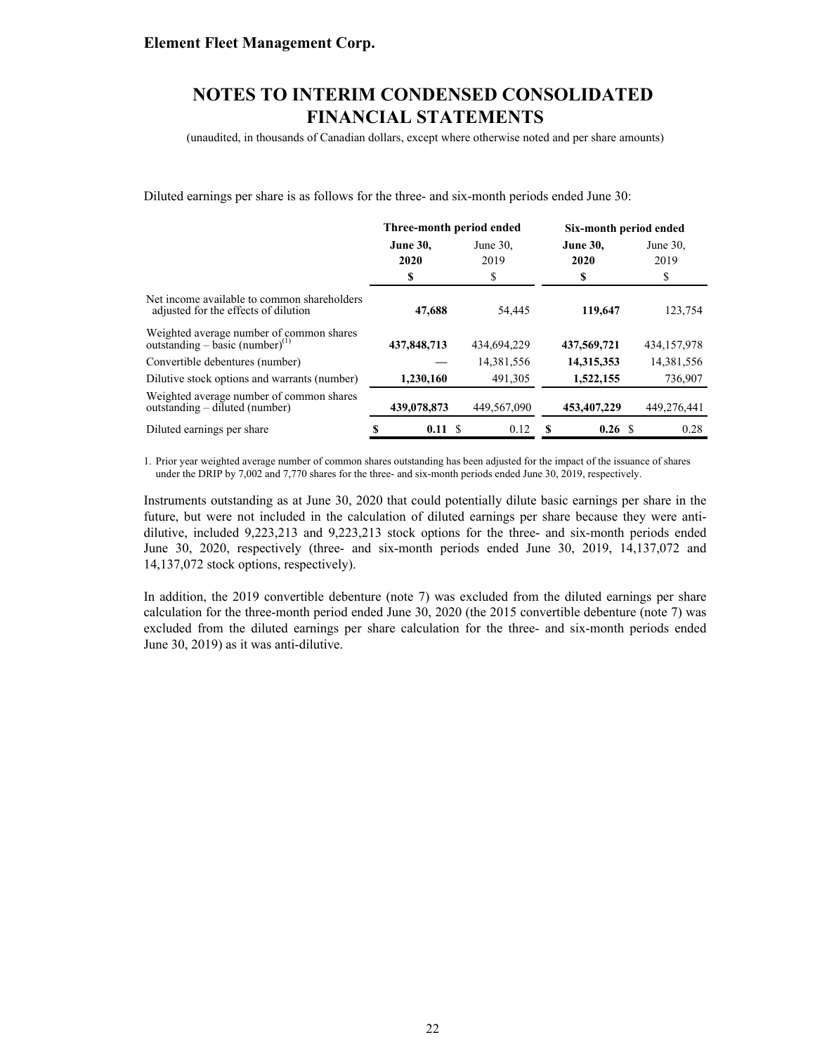Diluted earnings per share is as follows for the three- and six-month periods ended June 30:

| | Three-month period ended | | Six-month period ended | |
|---|---|---|---|---|
| | **June 30, 2020** | June 30, 2019 | **June 30, 2020** | June 30, 2019 |
| | **$** | $ | **$** | $ |
| Net income available to common shareholders adjusted for the effects of dilution | **47,688** | 54,445 | **119,647** | 123,754 |
| Weighted average number of common shares outstanding – basic (number)[1] | **437,848,713** | 434,694,229 | **437,569,721** | 434,157,978 |
| Convertible debentures (number) | **—** | 14,381,556 | **14,315,353** | 14,381,556 |
| Dilutive stock options and warrants (number) | **1,230,160** | 491,305 | **1,522,155** | 736,907 |
| Weighted average number of common shares outstanding – diluted (number) | **439,078,873** | 449,567,090 | **453,407,229** | 449,276,441 |
| Diluted earnings per share | **$ 0.11** | $ 0.12 | **$ 0.26** | $ 0.28 |

1. Prior year weighted average number of common shares outstanding has been adjusted for the impact of the issuance of shares under the DRIP by 7,002 and 7,770 shares for the three- and six-month periods ended June 30, 2019, respectively.

Instruments outstanding as at June 30, 2020 that could potentially dilute basic earnings per share in the future, but were not included in the calculation of diluted earnings per share because they were anti-dilutive, included 9,223,213 and 9,223,213 stock options for the three- and six-month periods ended June 30, 2020, respectively (three- and six-month periods ended June 30, 2019, 14,137,072 and 14,137,072 stock options, respectively).

In addition, the 2019 convertible debenture (note 7) was excluded from the diluted earnings per share calculation for the three-month period ended June 30, 2020 (the 2015 convertible debenture (note 7) was excluded from the diluted earnings per share calculation for the three- and six-month periods ended June 30, 2019) as it was anti-dilutive.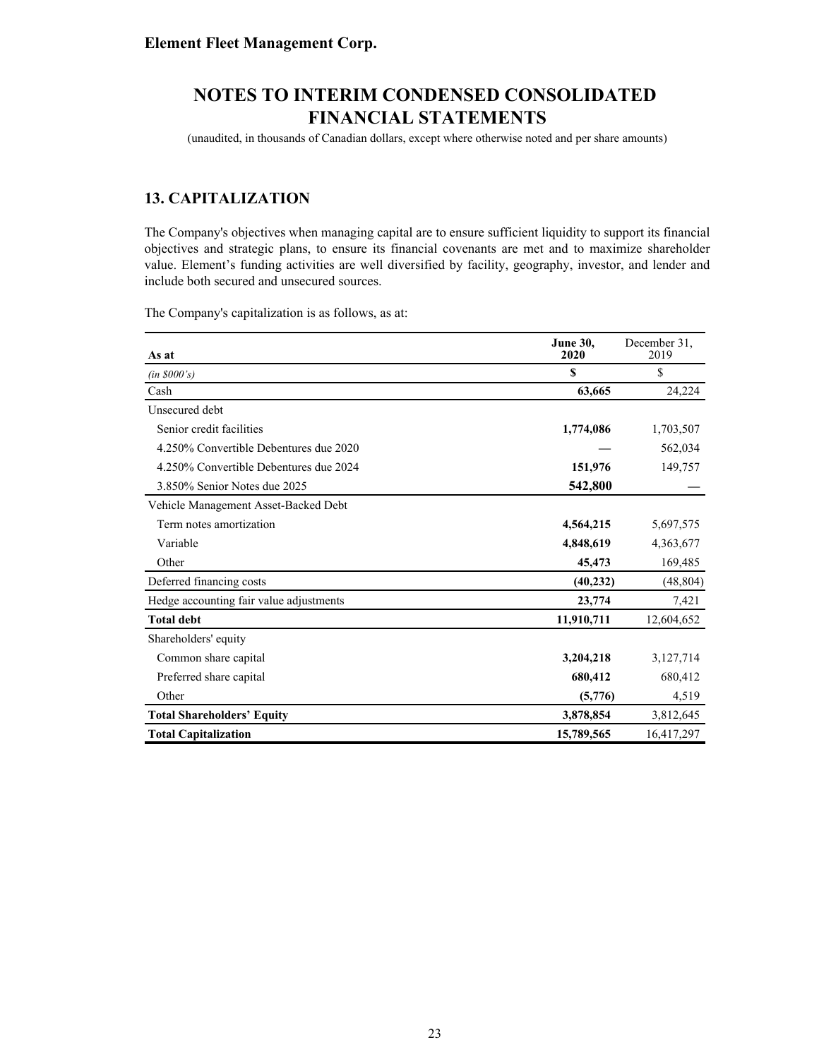**Element Fleet Management Corp.**

# NOTES TO INTERIM CONDENSED CONSOLIDATED FINANCIAL STATEMENTS

(unaudited, in thousands of Canadian dollars, except where otherwise noted and per share amounts)

## 13. CAPITALIZATION

The Company's objectives when managing capital are to ensure sufficient liquidity to support its financial objectives and strategic plans, to ensure its financial covenants are met and to maximize shareholder value. Element's funding activities are well diversified by facility, geography, investor, and lender and include both secured and unsecured sources.

The Company's capitalization is as follows, as at:

| As at | **June 30, 2020** | December 31, 2019 |
|---|---|---|
| *(in $000's)* | **$** | $ |
| Cash | **63,665** | 24,224 |
| Unsecured debt | | |
| Senior credit facilities | **1,774,086** | 1,703,507 |
| 4.250% Convertible Debentures due 2020 | **—** | 562,034 |
| 4.250% Convertible Debentures due 2024 | **151,976** | 149,757 |
| 3.850% Senior Notes due 2025 | **542,800** | — |
| Vehicle Management Asset-Backed Debt | | |
| Term notes amortization | **4,564,215** | 5,697,575 |
| Variable | **4,848,619** | 4,363,677 |
| Other | **45,473** | 169,485 |
| Deferred financing costs | **(40,232)** | (48,804) |
| Hedge accounting fair value adjustments | **23,774** | 7,421 |
| **Total debt** | **11,910,711** | 12,604,652 |
| Shareholders' equity | | |
| Common share capital | **3,204,218** | 3,127,714 |
| Preferred share capital | **680,412** | 680,412 |
| Other | **(5,776)** | 4,519 |
| **Total Shareholders' Equity** | **3,878,854** | 3,812,645 |
| **Total Capitalization** | **15,789,565** | 16,417,297 |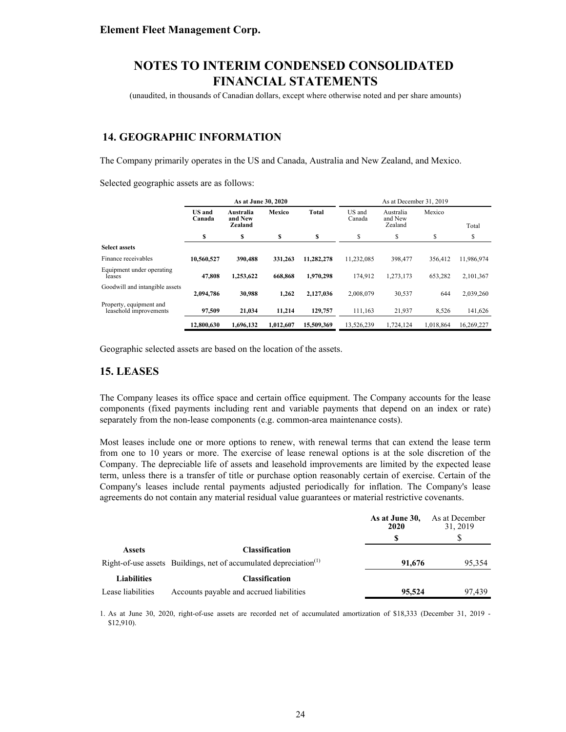# NOTES TO INTERIM CONDENSED CONSOLIDATED FINANCIAL STATEMENTS

(unaudited, in thousands of Canadian dollars, except where otherwise noted and per share amounts)

## 14. GEOGRAPHIC INFORMATION

The Company primarily operates in the US and Canada, Australia and New Zealand, and Mexico.

Selected geographic assets are as follows:

| | As at June 30, 2020 | | | | As at December 31, 2019 | | | |
|---|---|---|---|---|---|---|---|---|
| | **US and Canada** | **Australia and New Zealand** | **Mexico** | **Total** | US and Canada | Australia and New Zealand | Mexico | Total |
| | **$** | **$** | **$** | **$** | $ | $ | $ | $ |
| **Select assets** | | | | | | | | |
| Finance receivables | **10,560,527** | **390,488** | **331,263** | **11,282,278** | 11,232,085 | 398,477 | 356,412 | 11,986,974 |
| Equipment under operating leases | **47,808** | **1,253,622** | **668,868** | **1,970,298** | 174,912 | 1,273,173 | 653,282 | 2,101,367 |
| Goodwill and intangible assets | **2,094,786** | **30,988** | **1,262** | **2,127,036** | 2,008,079 | 30,537 | 644 | 2,039,260 |
| Property, equipment and leasehold improvements | **97,509** | **21,034** | **11,214** | **129,757** | 111,163 | 21,937 | 8,526 | 141,626 |
| | **12,800,630** | **1,696,132** | **1,012,607** | **15,509,369** | 13,526,239 | 1,724,124 | 1,018,864 | 16,269,227 |

Geographic selected assets are based on the location of the assets.

## 15. LEASES

The Company leases its office space and certain office equipment. The Company accounts for the lease components (fixed payments including rent and variable payments that depend on an index or rate) separately from the non-lease components (e.g. common-area maintenance costs).

Most leases include one or more options to renew, with renewal terms that can extend the lease term from one to 10 years or more. The exercise of lease renewal options is at the sole discretion of the Company. The depreciable life of assets and leasehold improvements are limited by the expected lease term, unless there is a transfer of title or purchase option reasonably certain of exercise. Certain of the Company's leases include rental payments adjusted periodically for inflation. The Company's lease agreements do not contain any material residual value guarantees or material restrictive covenants.

| | | As at June 30, 2020 | As at December 31, 2019 |
|---|---|---|---|
| | | **$** | $ |
| **Assets** | **Classification** | | |
| Right-of-use assets | Buildings, net of accumulated depreciation[(1)] | **91,676** | 95,354 |
| **Liabilities** | **Classification** | | |
| Lease liabilities | Accounts payable and accrued liabilities | **95,524** | 97,439 |

1. As at June 30, 2020, right-of-use assets are recorded net of accumulated amortization of $18,333 (December 31, 2019 - $12,910).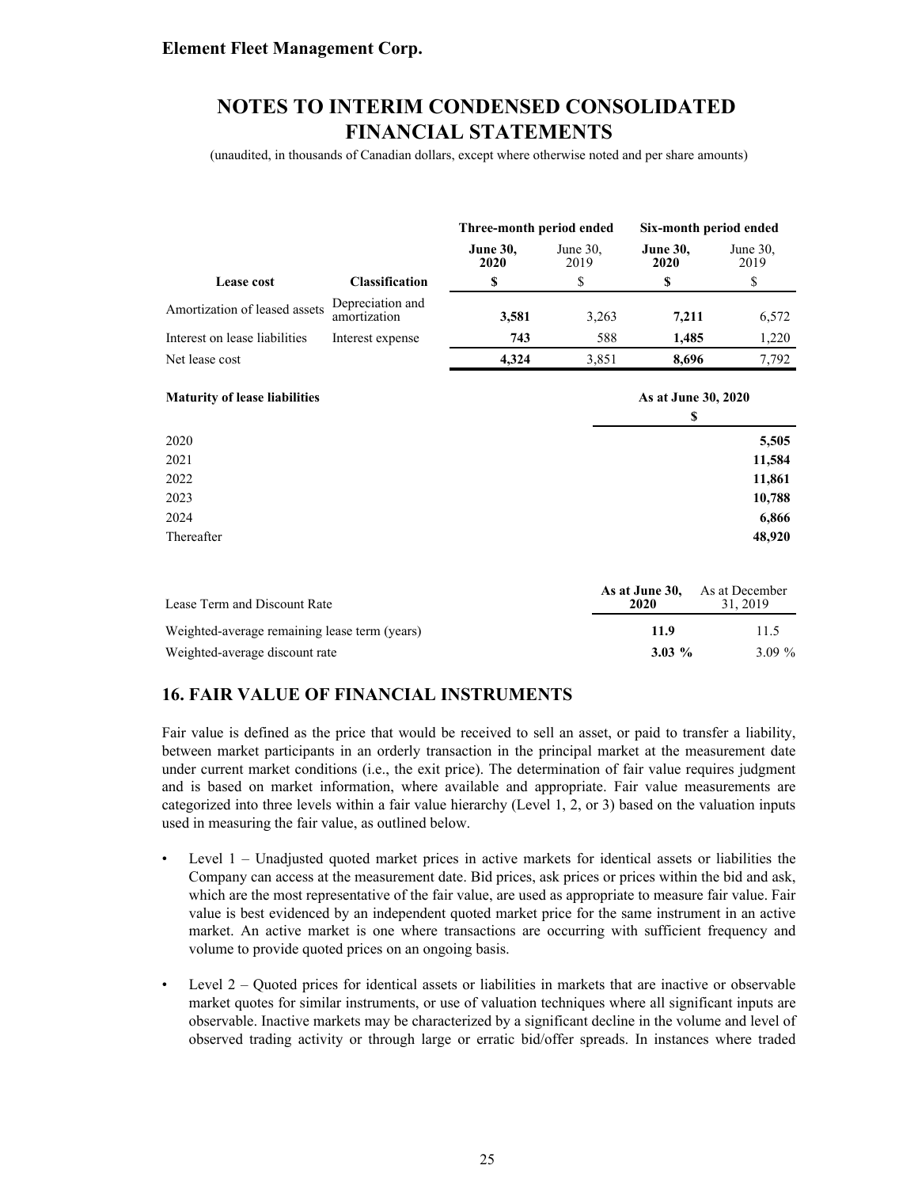| Lease cost | Classification | Three-month period ended |  | Six-month period ended |  |
|---|---|---|---|---|---|
|  |  | **June 30, 2020** | June 30, 2019 | **June 30, 2020** | June 30, 2019 |
|  |  | **$** | $ | **$** | $ |
| Amortization of leased assets | Depreciation and amortization | **3,581** | 3,263 | **7,211** | 6,572 |
| Interest on lease liabilities | Interest expense | **743** | 588 | **1,485** | 1,220 |
| Net lease cost |  | **4,324** | 3,851 | **8,696** | 7,792 |

| Maturity of lease liabilities | As at June 30, 2020 |
|---|---|
|  | $ |
| 2020 | **5,505** |
| 2021 | **11,584** |
| 2022 | **11,861** |
| 2023 | **10,788** |
| 2024 | **6,866** |
| Thereafter | **48,920** |

| Lease Term and Discount Rate | As at June 30, 2020 | As at December 31, 2019 |
|---|---|---|
| Weighted-average remaining lease term (years) | **11.9** | 11.5 |
| Weighted-average discount rate | **3.03 %** | 3.09 % |

## 16. FAIR VALUE OF FINANCIAL INSTRUMENTS

Fair value is defined as the price that would be received to sell an asset, or paid to transfer a liability, between market participants in an orderly transaction in the principal market at the measurement date under current market conditions (i.e., the exit price). The determination of fair value requires judgment and is based on market information, where available and appropriate. Fair value measurements are categorized into three levels within a fair value hierarchy (Level 1, 2, or 3) based on the valuation inputs used in measuring the fair value, as outlined below.

- Level 1 – Unadjusted quoted market prices in active markets for identical assets or liabilities the Company can access at the measurement date. Bid prices, ask prices or prices within the bid and ask, which are the most representative of the fair value, are used as appropriate to measure fair value. Fair value is best evidenced by an independent quoted market price for the same instrument in an active market. An active market is one where transactions are occurring with sufficient frequency and volume to provide quoted prices on an ongoing basis.

- Level 2 – Quoted prices for identical assets or liabilities in markets that are inactive or observable market quotes for similar instruments, or use of valuation techniques where all significant inputs are observable. Inactive markets may be characterized by a significant decline in the volume and level of observed trading activity or through large or erratic bid/offer spreads. In instances where traded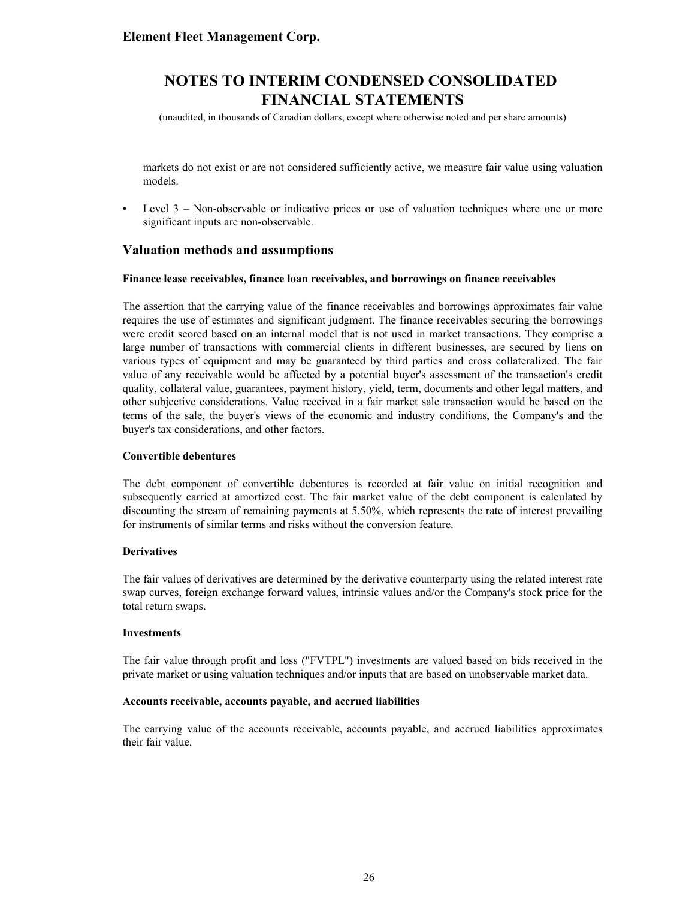markets do not exist or are not considered sufficiently active, we measure fair value using valuation models.

- Level 3 – Non-observable or indicative prices or use of valuation techniques where one or more significant inputs are non-observable.

## Valuation methods and assumptions

**Finance lease receivables, finance loan receivables, and borrowings on finance receivables**

The assertion that the carrying value of the finance receivables and borrowings approximates fair value requires the use of estimates and significant judgment. The finance receivables securing the borrowings were credit scored based on an internal model that is not used in market transactions. They comprise a large number of transactions with commercial clients in different businesses, are secured by liens on various types of equipment and may be guaranteed by third parties and cross collateralized. The fair value of any receivable would be affected by a potential buyer's assessment of the transaction's credit quality, collateral value, guarantees, payment history, yield, term, documents and other legal matters, and other subjective considerations. Value received in a fair market sale transaction would be based on the terms of the sale, the buyer's views of the economic and industry conditions, the Company's and the buyer's tax considerations, and other factors.

**Convertible debentures**

The debt component of convertible debentures is recorded at fair value on initial recognition and subsequently carried at amortized cost. The fair market value of the debt component is calculated by discounting the stream of remaining payments at 5.50%, which represents the rate of interest prevailing for instruments of similar terms and risks without the conversion feature.

**Derivatives**

The fair values of derivatives are determined by the derivative counterparty using the related interest rate swap curves, foreign exchange forward values, intrinsic values and/or the Company's stock price for the total return swaps.

**Investments**

The fair value through profit and loss ("FVTPL") investments are valued based on bids received in the private market or using valuation techniques and/or inputs that are based on unobservable market data.

**Accounts receivable, accounts payable, and accrued liabilities**

The carrying value of the accounts receivable, accounts payable, and accrued liabilities approximates their fair value.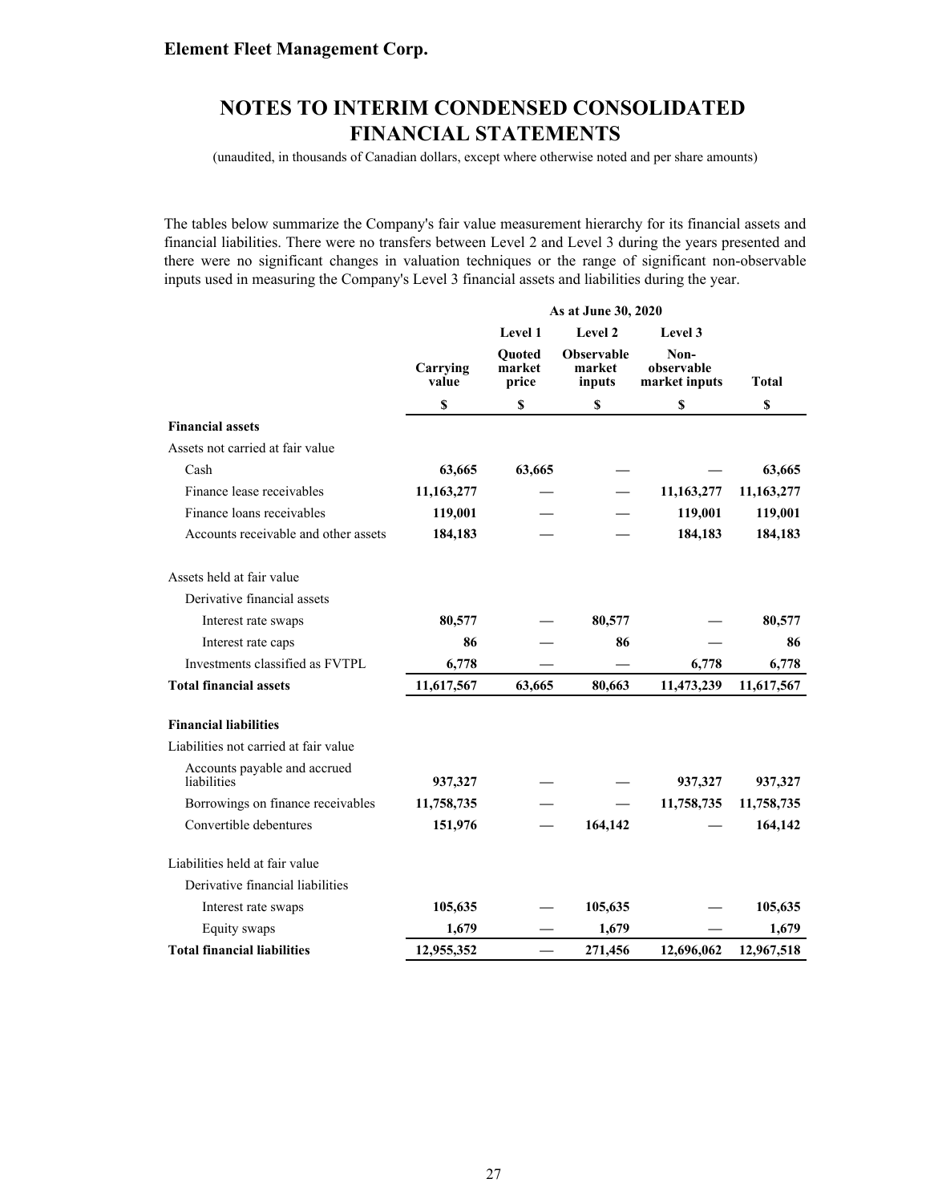# NOTES TO INTERIM CONDENSED CONSOLIDATED FINANCIAL STATEMENTS

(unaudited, in thousands of Canadian dollars, except where otherwise noted and per share amounts)

The tables below summarize the Company's fair value measurement hierarchy for its financial assets and financial liabilities. There were no transfers between Level 2 and Level 3 during the years presented and there were no significant changes in valuation techniques or the range of significant non-observable inputs used in measuring the Company's Level 3 financial assets and liabilities during the year.

| | As at June 30, 2020 | | | | |
|---|---|---|---|---|---|
| | | Level 1 | Level 2 | Level 3 | |
| | Carrying value | Quoted market price | Observable market inputs | Non-observable market inputs | Total |
| | $ | $ | $ | $ | $ |
| **Financial assets** | | | | | |
| Assets not carried at fair value | | | | | |
| Cash | **63,665** | **63,665** | — | — | **63,665** |
| Finance lease receivables | **11,163,277** | — | — | **11,163,277** | **11,163,277** |
| Finance loans receivables | **119,001** | — | — | **119,001** | **119,001** |
| Accounts receivable and other assets | **184,183** | — | — | **184,183** | **184,183** |
| Assets held at fair value | | | | | |
| Derivative financial assets | | | | | |
| Interest rate swaps | **80,577** | — | **80,577** | — | **80,577** |
| Interest rate caps | **86** | — | **86** | — | **86** |
| Investments classified as FVTPL | **6,778** | — | — | **6,778** | **6,778** |
| **Total financial assets** | **11,617,567** | **63,665** | **80,663** | **11,473,239** | **11,617,567** |
| **Financial liabilities** | | | | | |
| Liabilities not carried at fair value | | | | | |
| Accounts payable and accrued liabilities | **937,327** | — | — | **937,327** | **937,327** |
| Borrowings on finance receivables | **11,758,735** | — | — | **11,758,735** | **11,758,735** |
| Convertible debentures | **151,976** | — | **164,142** | — | **164,142** |
| Liabilities held at fair value | | | | | |
| Derivative financial liabilities | | | | | |
| Interest rate swaps | **105,635** | — | **105,635** | — | **105,635** |
| Equity swaps | **1,679** | — | **1,679** | — | **1,679** |
| **Total financial liabilities** | **12,955,352** | — | **271,456** | **12,696,062** | **12,967,518** |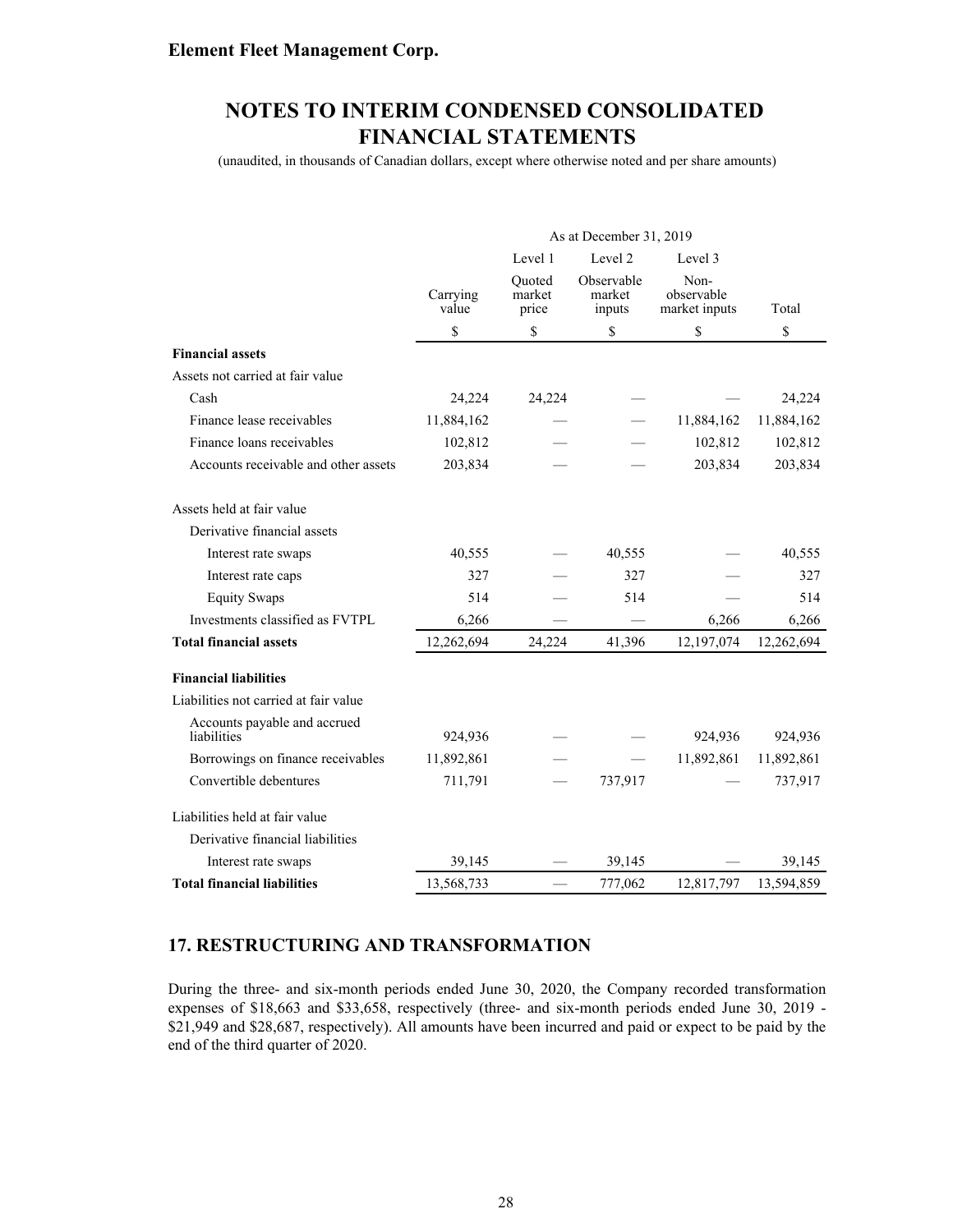|  | As at December 31, 2019 |  |  |  |  |
|---|---|---|---|---|---|
|  |  | Level 1 | Level 2 | Level 3 |  |
|  | Carrying value | Quoted market price | Observable market inputs | Non-observable market inputs | Total |
|  | $ | $ | $ | $ | $ |
| **Financial assets** |  |  |  |  |  |
| Assets not carried at fair value |  |  |  |  |  |
| Cash | 24,224 | 24,224 | — | — | 24,224 |
| Finance lease receivables | 11,884,162 | — | — | 11,884,162 | 11,884,162 |
| Finance loans receivables | 102,812 | — | — | 102,812 | 102,812 |
| Accounts receivable and other assets | 203,834 | — | — | 203,834 | 203,834 |
| Assets held at fair value |  |  |  |  |  |
| Derivative financial assets |  |  |  |  |  |
| Interest rate swaps | 40,555 | — | 40,555 | — | 40,555 |
| Interest rate caps | 327 | — | 327 | — | 327 |
| Equity Swaps | 514 | — | 514 | — | 514 |
| Investments classified as FVTPL | 6,266 | — | — | 6,266 | 6,266 |
| **Total financial assets** | 12,262,694 | 24,224 | 41,396 | 12,197,074 | 12,262,694 |
| **Financial liabilities** |  |  |  |  |  |
| Liabilities not carried at fair value |  |  |  |  |  |
| Accounts payable and accrued liabilities | 924,936 | — | — | 924,936 | 924,936 |
| Borrowings on finance receivables | 11,892,861 | — | — | 11,892,861 | 11,892,861 |
| Convertible debentures | 711,791 | — | 737,917 | — | 737,917 |
| Liabilities held at fair value |  |  |  |  |  |
| Derivative financial liabilities |  |  |  |  |  |
| Interest rate swaps | 39,145 | — | 39,145 | — | 39,145 |
| **Total financial liabilities** | 13,568,733 | — | 777,062 | 12,817,797 | 13,594,859 |

## 17. RESTRUCTURING AND TRANSFORMATION

During the three- and six-month periods ended June 30, 2020, the Company recorded transformation expenses of $18,663 and $33,658, respectively (three- and six-month periods ended June 30, 2019 - $21,949 and $28,687, respectively). All amounts have been incurred and paid or expect to be paid by the end of the third quarter of 2020.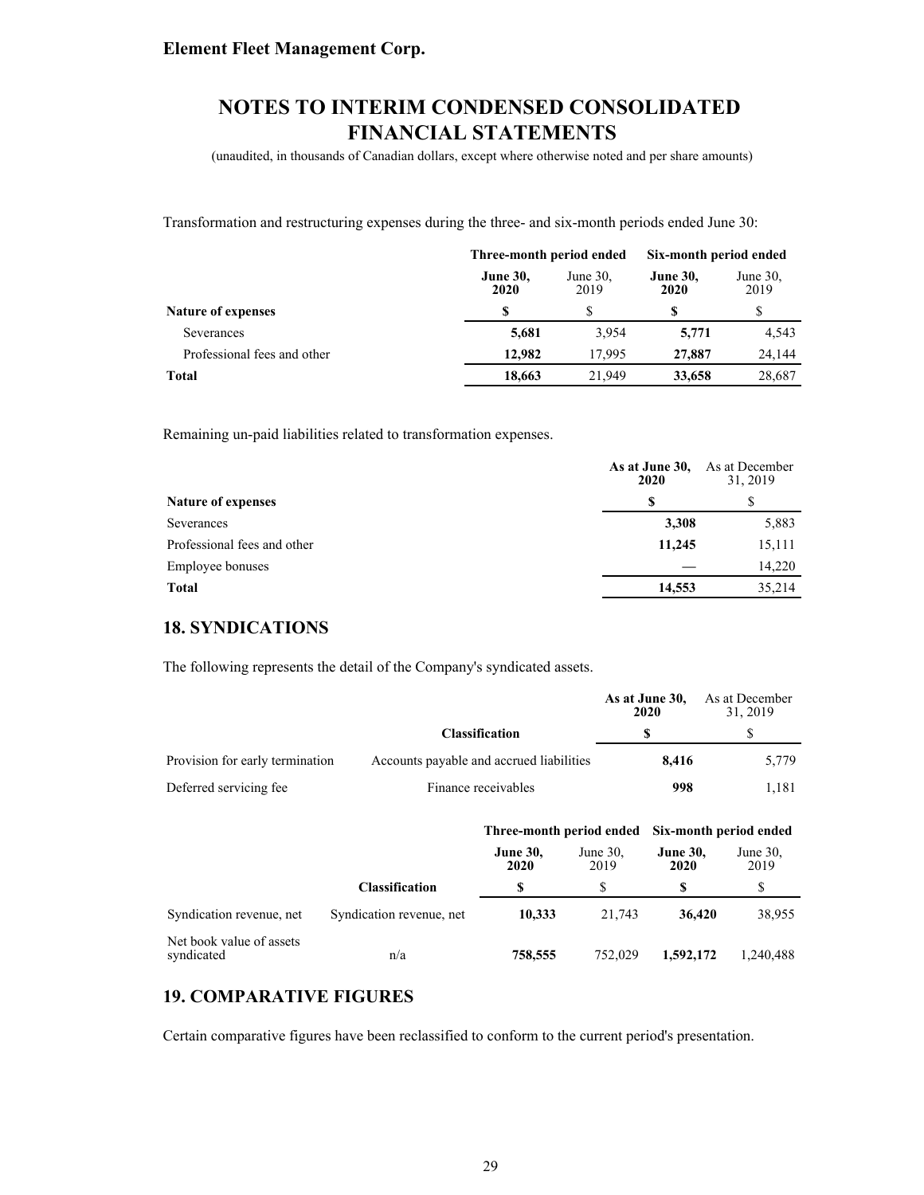Transformation and restructuring expenses during the three- and six-month periods ended June 30:

| | Three-month period ended | | Six-month period ended | |
|---|---|---|---|---|
| | **June 30, 2020** | June 30, 2019 | **June 30, 2020** | June 30, 2019 |
| **Nature of expenses** | **$** | $ | **$** | $ |
| Severances | **5,681** | 3,954 | **5,771** | 4,543 |
| Professional fees and other | **12,982** | 17,995 | **27,887** | 24,144 |
| **Total** | **18,663** | 21,949 | **33,658** | 28,687 |

Remaining un-paid liabilities related to transformation expenses.

| | **As at June 30, 2020** | As at December 31, 2019 |
|---|---|---|
| **Nature of expenses** | **$** | $ |
| Severances | **3,308** | 5,883 |
| Professional fees and other | **11,245** | 15,111 |
| Employee bonuses | **—** | 14,220 |
| **Total** | **14,553** | 35,214 |

## 18. SYNDICATIONS

The following represents the detail of the Company's syndicated assets.

| | | **As at June 30, 2020** | As at December 31, 2019 |
|---|---|---|---|
| | **Classification** | **$** | $ |
| Provision for early termination | Accounts payable and accrued liabilities | **8,416** | 5,779 |
| Deferred servicing fee | Finance receivables | **998** | 1,181 |

| | | Three-month period ended | | Six-month period ended | |
|---|---|---|---|---|---|
| | | **June 30, 2020** | June 30, 2019 | **June 30, 2020** | June 30, 2019 |
| | **Classification** | **$** | $ | **$** | $ |
| Syndication revenue, net | Syndication revenue, net | **10,333** | 21,743 | **36,420** | 38,955 |
| Net book value of assets syndicated | n/a | **758,555** | 752,029 | **1,592,172** | 1,240,488 |

## 19. COMPARATIVE FIGURES

Certain comparative figures have been reclassified to conform to the current period's presentation.